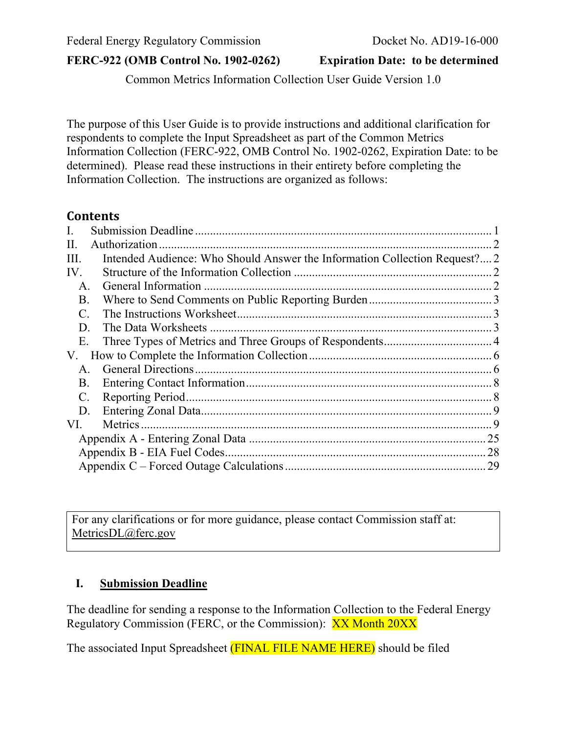Federal Energy Regulatory Commission Docket No. AD19-16-000

**FERC-922 (OMB Control No. 1902-0262) Expiration Date: to be determined**

Common Metrics Information Collection User Guide Version 1.0

The purpose of this User Guide is to provide instructions and additional clarification for respondents to complete the Input Spreadsheet as part of the Common Metrics Information Collection (FERC-922, OMB Control No. 1902-0262, Expiration Date: to be determined). Please read these instructions in their entirety before completing the Information Collection. The instructions are organized as follows:

## Contents

- I. Submission Deadline ..... 1
- II. Authorization ..... 2
- III. Intended Audience: Who Should Answer the Information Collection Request? ..... 2
- IV. Structure of the Information Collection ..... 2
  - A. General Information ..... 2
  - B. Where to Send Comments on Public Reporting Burden ..... 3
  - C. The Instructions Worksheet ..... 3
  - D. The Data Worksheets ..... 3
  - E. Three Types of Metrics and Three Groups of Respondents ..... 4
- V. How to Complete the Information Collection ..... 6
  - A. General Directions ..... 6
  - B. Entering Contact Information ..... 8
  - C. Reporting Period ..... 8
  - D. Entering Zonal Data ..... 9
- VI. Metrics ..... 9
  - Appendix A - Entering Zonal Data ..... 25
  - Appendix B - EIA Fuel Codes ..... 28
  - Appendix C – Forced Outage Calculations ..... 29

For any clarifications or for more guidance, please contact Commission staff at: MetricsDL@ferc.gov

## I. Submission Deadline

The deadline for sending a response to the Information Collection to the Federal Energy Regulatory Commission (FERC, or the Commission): XX Month 20XX

The associated Input Spreadsheet (FINAL FILE NAME HERE) should be filed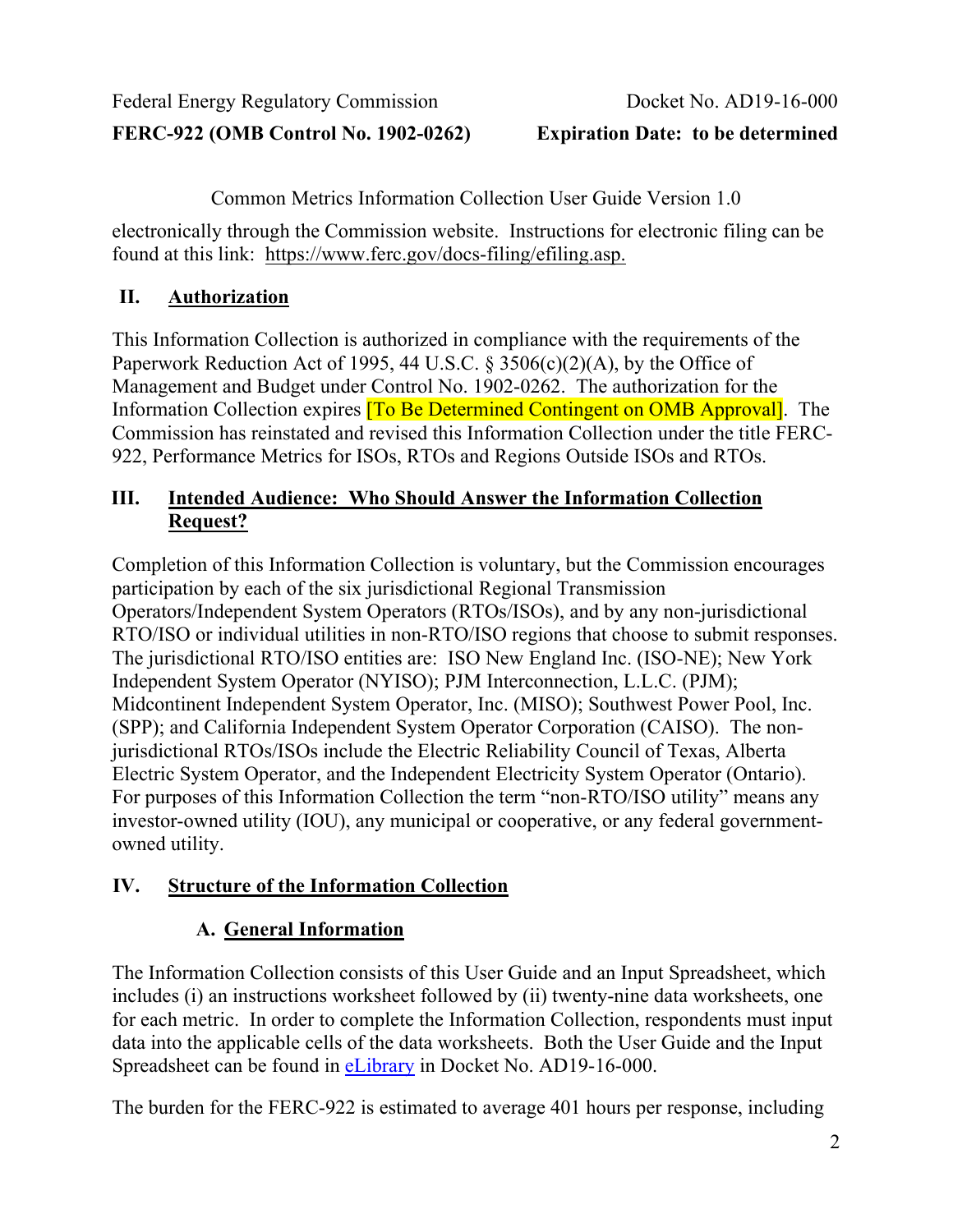electronically through the Commission website. Instructions for electronic filing can be found at this link: https://www.ferc.gov/docs-filing/efiling.asp.

## II. Authorization

This Information Collection is authorized in compliance with the requirements of the Paperwork Reduction Act of 1995, 44 U.S.C. § 3506(c)(2)(A), by the Office of Management and Budget under Control No. 1902-0262. The authorization for the Information Collection expires [To Be Determined Contingent on OMB Approval]. The Commission has reinstated and revised this Information Collection under the title FERC-922, Performance Metrics for ISOs, RTOs and Regions Outside ISOs and RTOs.

## III. Intended Audience: Who Should Answer the Information Collection Request?

Completion of this Information Collection is voluntary, but the Commission encourages participation by each of the six jurisdictional Regional Transmission Operators/Independent System Operators (RTOs/ISOs), and by any non-jurisdictional RTO/ISO or individual utilities in non-RTO/ISO regions that choose to submit responses. The jurisdictional RTO/ISO entities are: ISO New England Inc. (ISO-NE); New York Independent System Operator (NYISO); PJM Interconnection, L.L.C. (PJM); Midcontinent Independent System Operator, Inc. (MISO); Southwest Power Pool, Inc. (SPP); and California Independent System Operator Corporation (CAISO). The non-jurisdictional RTOs/ISOs include the Electric Reliability Council of Texas, Alberta Electric System Operator, and the Independent Electricity System Operator (Ontario). For purposes of this Information Collection the term "non-RTO/ISO utility" means any investor-owned utility (IOU), any municipal or cooperative, or any federal government-owned utility.

## IV. Structure of the Information Collection

### A. General Information

The Information Collection consists of this User Guide and an Input Spreadsheet, which includes (i) an instructions worksheet followed by (ii) twenty-nine data worksheets, one for each metric. In order to complete the Information Collection, respondents must input data into the applicable cells of the data worksheets. Both the User Guide and the Input Spreadsheet can be found in eLibrary in Docket No. AD19-16-000.

The burden for the FERC-922 is estimated to average 401 hours per response, including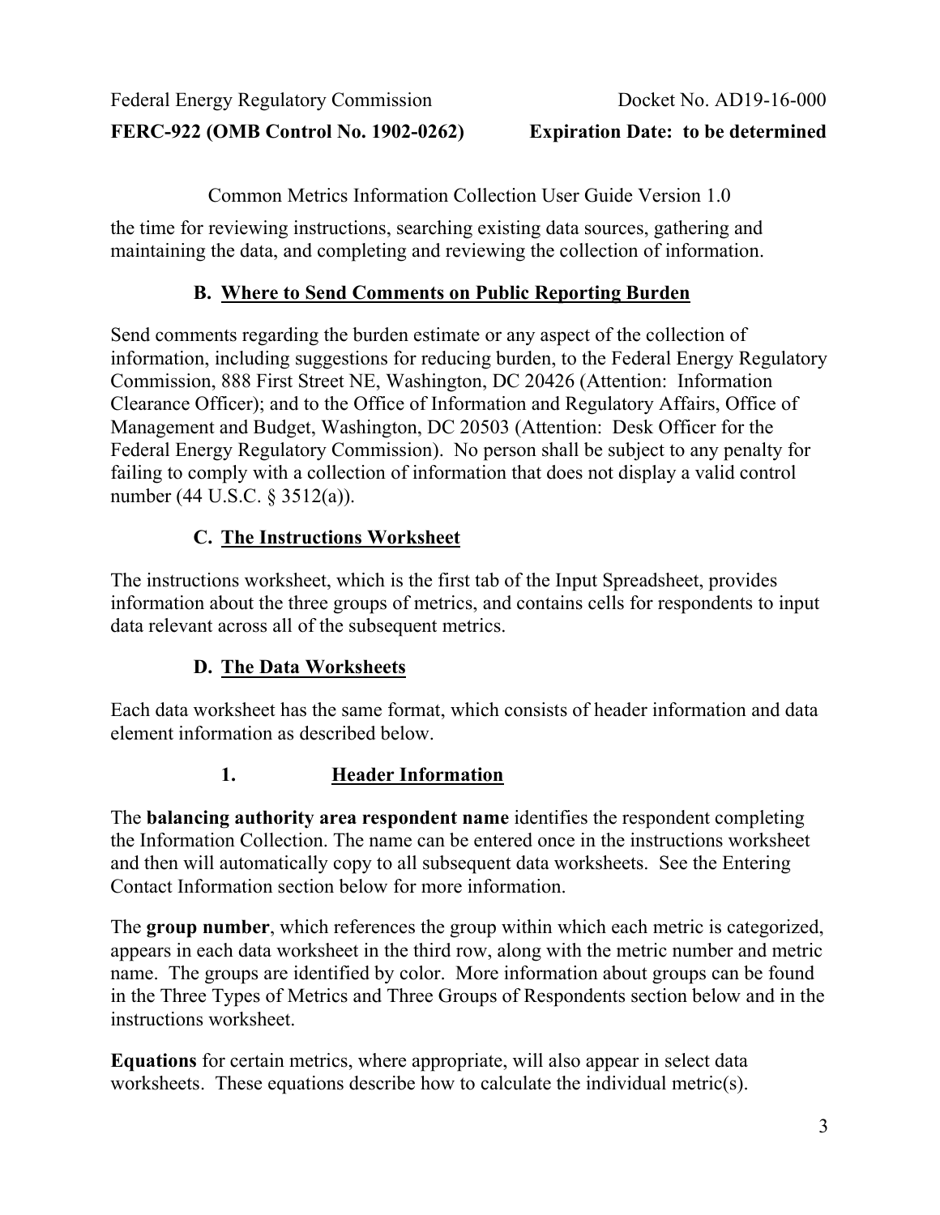the time for reviewing instructions, searching existing data sources, gathering and maintaining the data, and completing and reviewing the collection of information.

### B. Where to Send Comments on Public Reporting Burden

Send comments regarding the burden estimate or any aspect of the collection of information, including suggestions for reducing burden, to the Federal Energy Regulatory Commission, 888 First Street NE, Washington, DC 20426 (Attention: Information Clearance Officer); and to the Office of Information and Regulatory Affairs, Office of Management and Budget, Washington, DC 20503 (Attention: Desk Officer for the Federal Energy Regulatory Commission). No person shall be subject to any penalty for failing to comply with a collection of information that does not display a valid control number (44 U.S.C. § 3512(a)).

### C. The Instructions Worksheet

The instructions worksheet, which is the first tab of the Input Spreadsheet, provides information about the three groups of metrics, and contains cells for respondents to input data relevant across all of the subsequent metrics.

### D. The Data Worksheets

Each data worksheet has the same format, which consists of header information and data element information as described below.

#### 1. Header Information

The **balancing authority area respondent name** identifies the respondent completing the Information Collection. The name can be entered once in the instructions worksheet and then will automatically copy to all subsequent data worksheets. See the Entering Contact Information section below for more information.

The **group number**, which references the group within which each metric is categorized, appears in each data worksheet in the third row, along with the metric number and metric name. The groups are identified by color. More information about groups can be found in the Three Types of Metrics and Three Groups of Respondents section below and in the instructions worksheet.

**Equations** for certain metrics, where appropriate, will also appear in select data worksheets. These equations describe how to calculate the individual metric(s).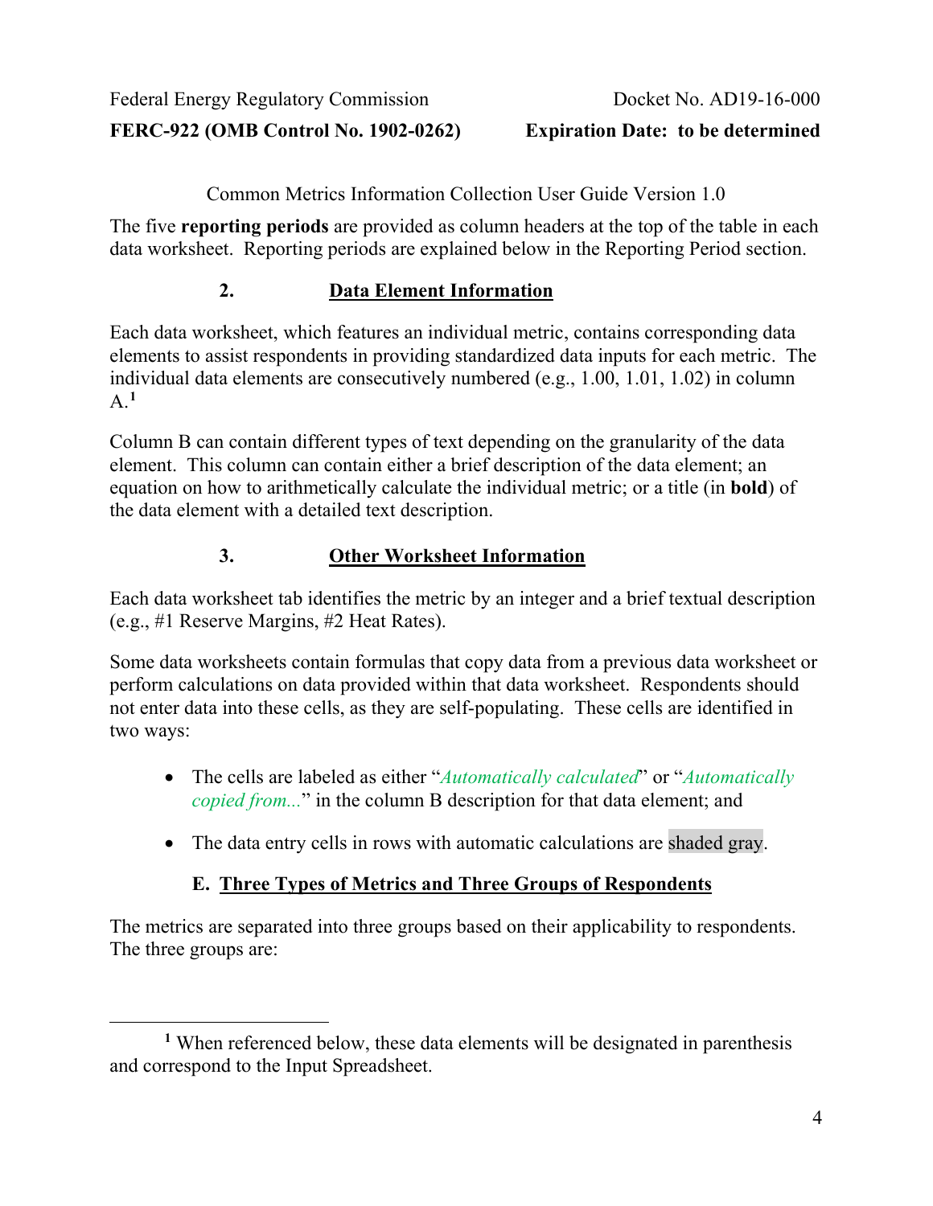Common Metrics Information Collection User Guide Version 1.0

The five **reporting periods** are provided as column headers at the top of the table in each data worksheet. Reporting periods are explained below in the Reporting Period section.

### 2. Data Element Information

Each data worksheet, which features an individual metric, contains corresponding data elements to assist respondents in providing standardized data inputs for each metric. The individual data elements are consecutively numbered (e.g., 1.00, 1.01, 1.02) in column A.[1]

Column B can contain different types of text depending on the granularity of the data element. This column can contain either a brief description of the data element; an equation on how to arithmetically calculate the individual metric; or a title (in **bold**) of the data element with a detailed text description.

### 3. Other Worksheet Information

Each data worksheet tab identifies the metric by an integer and a brief textual description (e.g., #1 Reserve Margins, #2 Heat Rates).

Some data worksheets contain formulas that copy data from a previous data worksheet or perform calculations on data provided within that data worksheet. Respondents should not enter data into these cells, as they are self-populating. These cells are identified in two ways:

- The cells are labeled as either "*Automatically calculated*" or "*Automatically copied from...*" in the column B description for that data element; and
- The data entry cells in rows with automatic calculations are shaded gray.

## E. Three Types of Metrics and Three Groups of Respondents

The metrics are separated into three groups based on their applicability to respondents. The three groups are:

---

[1] When referenced below, these data elements will be designated in parenthesis and correspond to the Input Spreadsheet.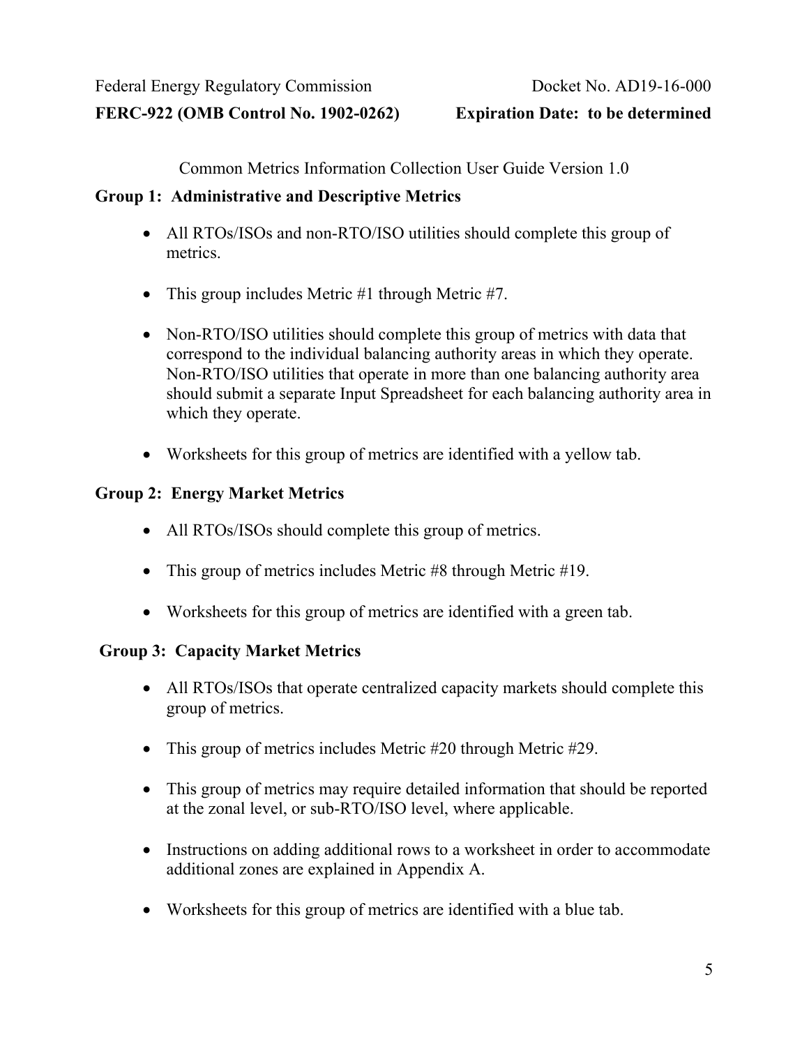Common Metrics Information Collection User Guide Version 1.0

**Group 1: Administrative and Descriptive Metrics**

- All RTOs/ISOs and non-RTO/ISO utilities should complete this group of metrics.
- This group includes Metric #1 through Metric #7.
- Non-RTO/ISO utilities should complete this group of metrics with data that correspond to the individual balancing authority areas in which they operate. Non-RTO/ISO utilities that operate in more than one balancing authority area should submit a separate Input Spreadsheet for each balancing authority area in which they operate.
- Worksheets for this group of metrics are identified with a yellow tab.

**Group 2: Energy Market Metrics**

- All RTOs/ISOs should complete this group of metrics.
- This group of metrics includes Metric #8 through Metric #19.
- Worksheets for this group of metrics are identified with a green tab.

**Group 3: Capacity Market Metrics**

- All RTOs/ISOs that operate centralized capacity markets should complete this group of metrics.
- This group of metrics includes Metric #20 through Metric #29.
- This group of metrics may require detailed information that should be reported at the zonal level, or sub-RTO/ISO level, where applicable.
- Instructions on adding additional rows to a worksheet in order to accommodate additional zones are explained in Appendix A.
- Worksheets for this group of metrics are identified with a blue tab.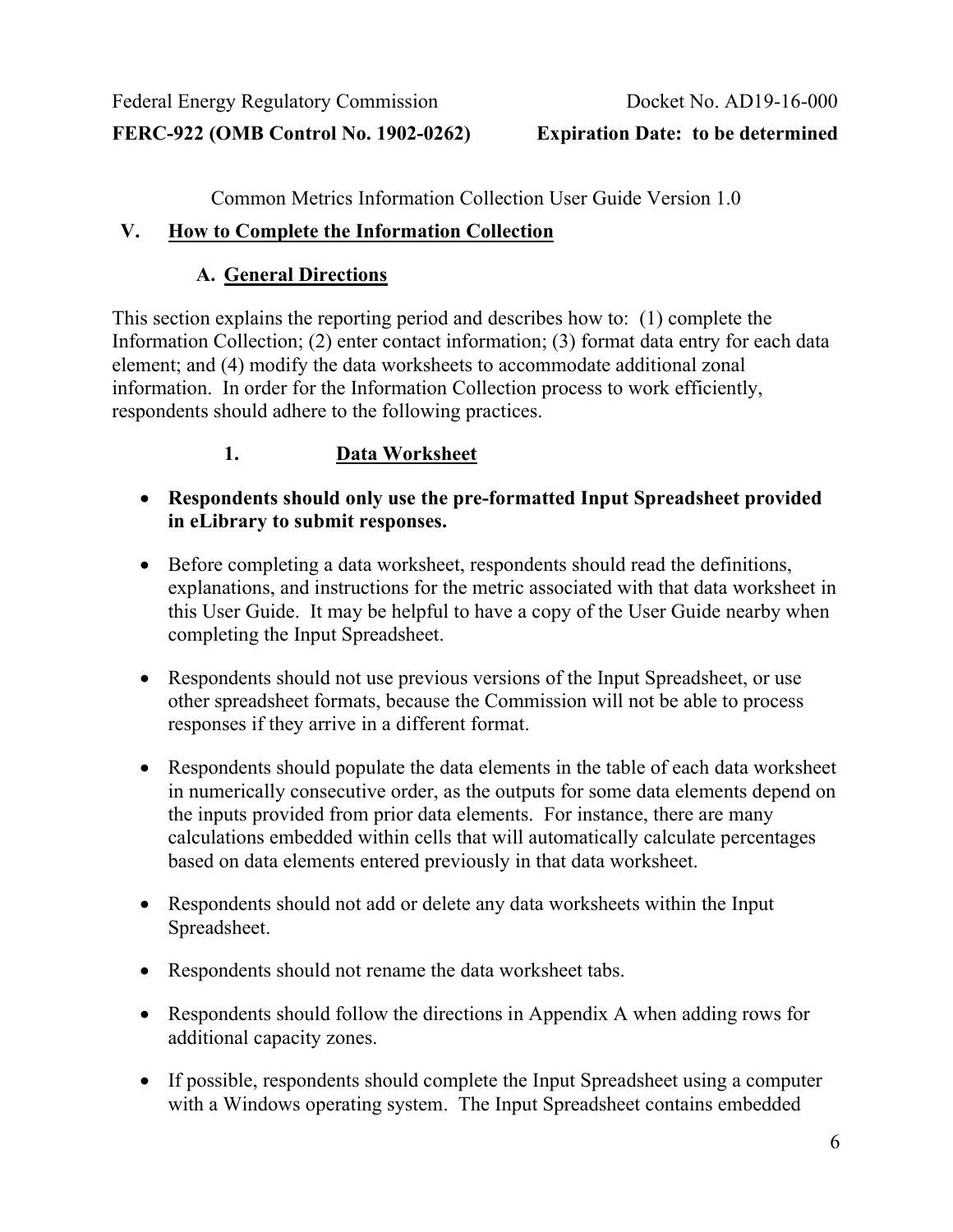Common Metrics Information Collection User Guide Version 1.0

## V. How to Complete the Information Collection

### A. General Directions

This section explains the reporting period and describes how to: (1) complete the Information Collection; (2) enter contact information; (3) format data entry for each data element; and (4) modify the data worksheets to accommodate additional zonal information. In order for the Information Collection process to work efficiently, respondents should adhere to the following practices.

#### 1. Data Worksheet

- **Respondents should only use the pre-formatted Input Spreadsheet provided in eLibrary to submit responses.**
- Before completing a data worksheet, respondents should read the definitions, explanations, and instructions for the metric associated with that data worksheet in this User Guide. It may be helpful to have a copy of the User Guide nearby when completing the Input Spreadsheet.
- Respondents should not use previous versions of the Input Spreadsheet, or use other spreadsheet formats, because the Commission will not be able to process responses if they arrive in a different format.
- Respondents should populate the data elements in the table of each data worksheet in numerically consecutive order, as the outputs for some data elements depend on the inputs provided from prior data elements. For instance, there are many calculations embedded within cells that will automatically calculate percentages based on data elements entered previously in that data worksheet.
- Respondents should not add or delete any data worksheets within the Input Spreadsheet.
- Respondents should not rename the data worksheet tabs.
- Respondents should follow the directions in Appendix A when adding rows for additional capacity zones.
- If possible, respondents should complete the Input Spreadsheet using a computer with a Windows operating system. The Input Spreadsheet contains embedded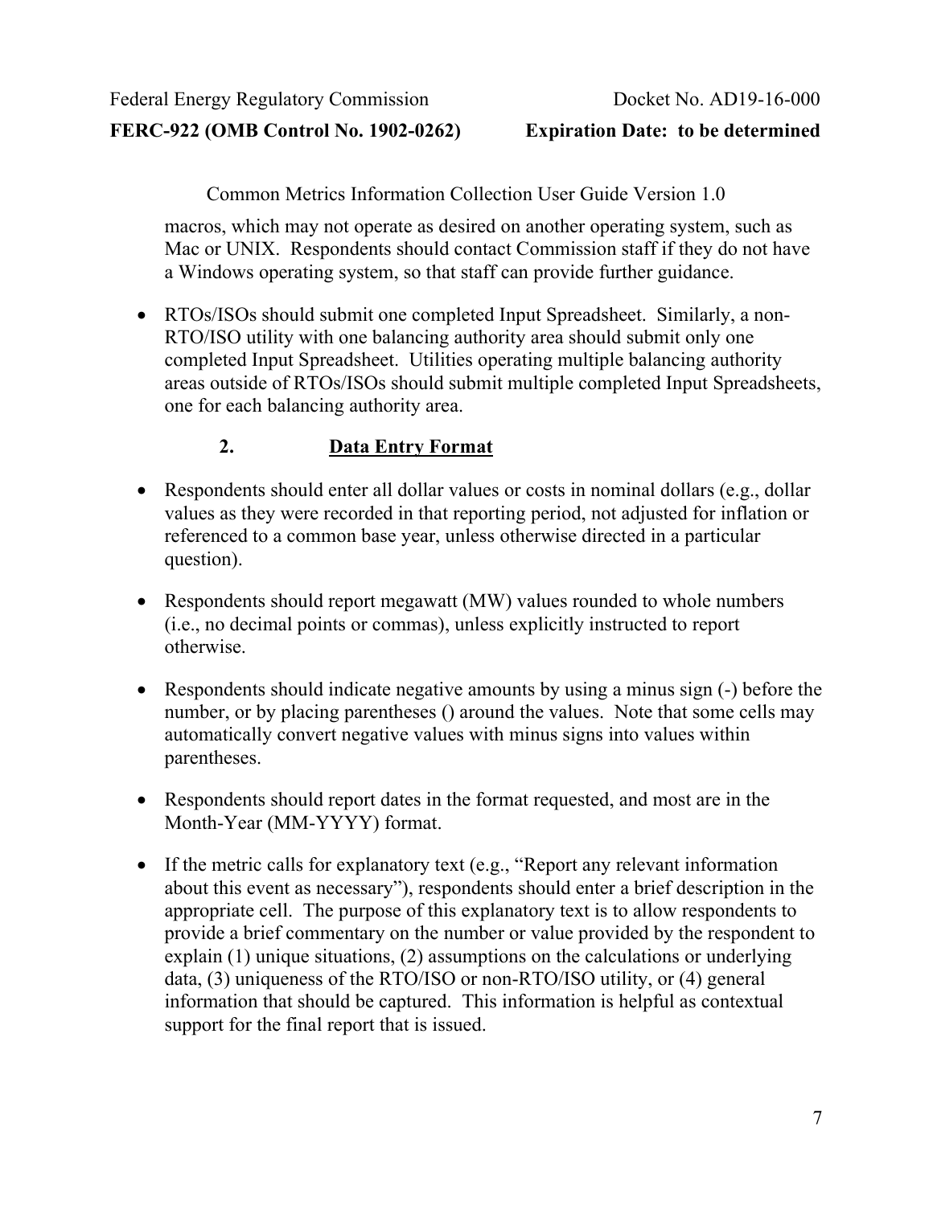macros, which may not operate as desired on another operating system, such as Mac or UNIX. Respondents should contact Commission staff if they do not have a Windows operating system, so that staff can provide further guidance.

- RTOs/ISOs should submit one completed Input Spreadsheet. Similarly, a non-RTO/ISO utility with one balancing authority area should submit only one completed Input Spreadsheet. Utilities operating multiple balancing authority areas outside of RTOs/ISOs should submit multiple completed Input Spreadsheets, one for each balancing authority area.

### 2. Data Entry Format

- Respondents should enter all dollar values or costs in nominal dollars (e.g., dollar values as they were recorded in that reporting period, not adjusted for inflation or referenced to a common base year, unless otherwise directed in a particular question).

- Respondents should report megawatt (MW) values rounded to whole numbers (i.e., no decimal points or commas), unless explicitly instructed to report otherwise.

- Respondents should indicate negative amounts by using a minus sign (-) before the number, or by placing parentheses () around the values. Note that some cells may automatically convert negative values with minus signs into values within parentheses.

- Respondents should report dates in the format requested, and most are in the Month-Year (MM-YYYY) format.

- If the metric calls for explanatory text (e.g., "Report any relevant information about this event as necessary"), respondents should enter a brief description in the appropriate cell. The purpose of this explanatory text is to allow respondents to provide a brief commentary on the number or value provided by the respondent to explain (1) unique situations, (2) assumptions on the calculations or underlying data, (3) uniqueness of the RTO/ISO or non-RTO/ISO utility, or (4) general information that should be captured. This information is helpful as contextual support for the final report that is issued.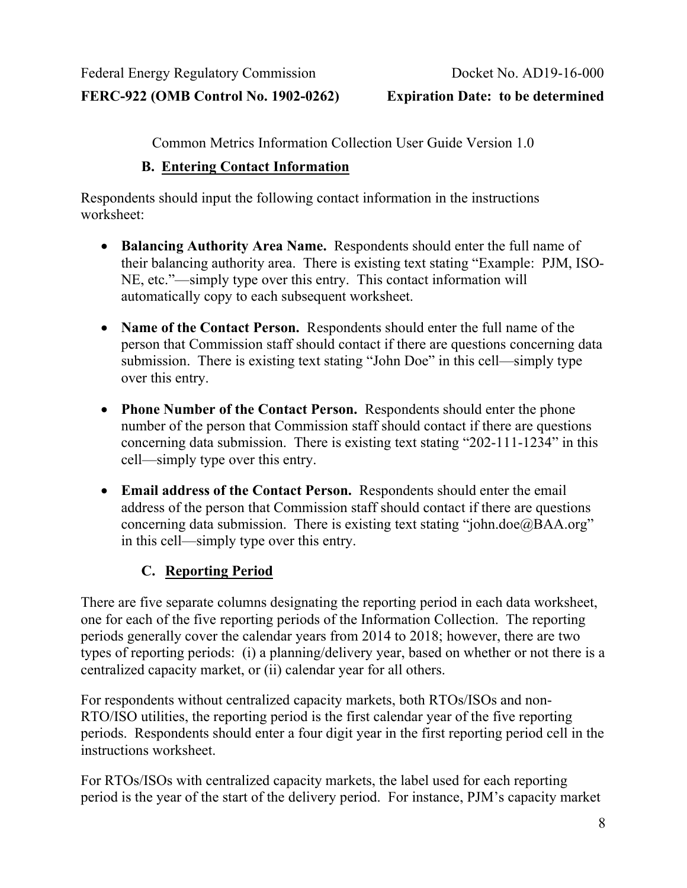Common Metrics Information Collection User Guide Version 1.0

### B. Entering Contact Information

Respondents should input the following contact information in the instructions worksheet:

- **Balancing Authority Area Name.** Respondents should enter the full name of their balancing authority area. There is existing text stating "Example: PJM, ISO-NE, etc."—simply type over this entry. This contact information will automatically copy to each subsequent worksheet.

- **Name of the Contact Person.** Respondents should enter the full name of the person that Commission staff should contact if there are questions concerning data submission. There is existing text stating "John Doe" in this cell—simply type over this entry.

- **Phone Number of the Contact Person.** Respondents should enter the phone number of the person that Commission staff should contact if there are questions concerning data submission. There is existing text stating "202-111-1234" in this cell—simply type over this entry.

- **Email address of the Contact Person.** Respondents should enter the email address of the person that Commission staff should contact if there are questions concerning data submission. There is existing text stating "john.doe@BAA.org" in this cell—simply type over this entry.

### C. Reporting Period

There are five separate columns designating the reporting period in each data worksheet, one for each of the five reporting periods of the Information Collection. The reporting periods generally cover the calendar years from 2014 to 2018; however, there are two types of reporting periods: (i) a planning/delivery year, based on whether or not there is a centralized capacity market, or (ii) calendar year for all others.

For respondents without centralized capacity markets, both RTOs/ISOs and non-RTO/ISO utilities, the reporting period is the first calendar year of the five reporting periods. Respondents should enter a four digit year in the first reporting period cell in the instructions worksheet.

For RTOs/ISOs with centralized capacity markets, the label used for each reporting period is the year of the start of the delivery period. For instance, PJM's capacity market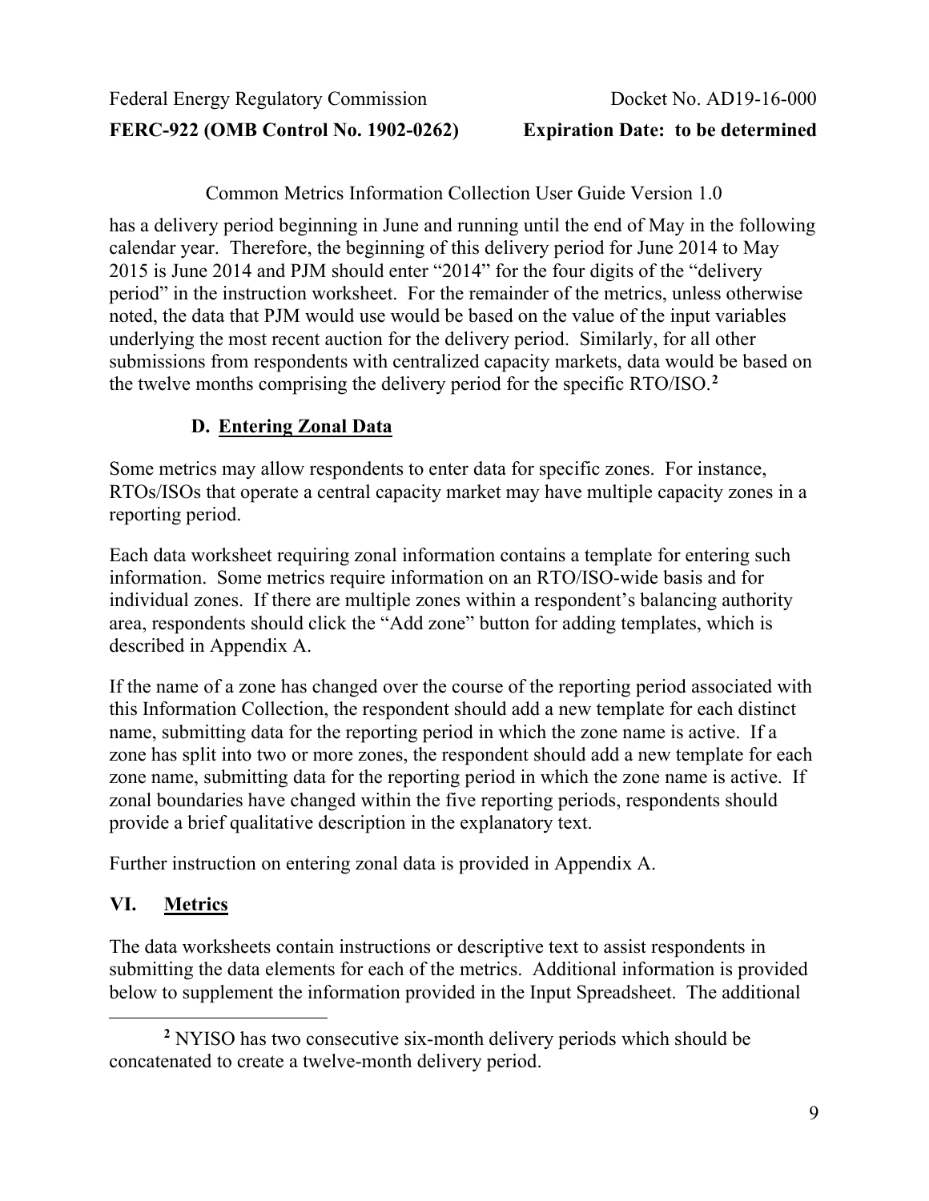has a delivery period beginning in June and running until the end of May in the following calendar year. Therefore, the beginning of this delivery period for June 2014 to May 2015 is June 2014 and PJM should enter "2014" for the four digits of the "delivery period" in the instruction worksheet. For the remainder of the metrics, unless otherwise noted, the data that PJM would use would be based on the value of the input variables underlying the most recent auction for the delivery period. Similarly, for all other submissions from respondents with centralized capacity markets, data would be based on the twelve months comprising the delivery period for the specific RTO/ISO.[2]

### D. Entering Zonal Data

Some metrics may allow respondents to enter data for specific zones. For instance, RTOs/ISOs that operate a central capacity market may have multiple capacity zones in a reporting period.

Each data worksheet requiring zonal information contains a template for entering such information. Some metrics require information on an RTO/ISO-wide basis and for individual zones. If there are multiple zones within a respondent's balancing authority area, respondents should click the "Add zone" button for adding templates, which is described in Appendix A.

If the name of a zone has changed over the course of the reporting period associated with this Information Collection, the respondent should add a new template for each distinct name, submitting data for the reporting period in which the zone name is active. If a zone has split into two or more zones, the respondent should add a new template for each zone name, submitting data for the reporting period in which the zone name is active. If zonal boundaries have changed within the five reporting periods, respondents should provide a brief qualitative description in the explanatory text.

Further instruction on entering zonal data is provided in Appendix A.

## VI. Metrics

The data worksheets contain instructions or descriptive text to assist respondents in submitting the data elements for each of the metrics. Additional information is provided below to supplement the information provided in the Input Spreadsheet. The additional

---

[2] NYISO has two consecutive six-month delivery periods which should be concatenated to create a twelve-month delivery period.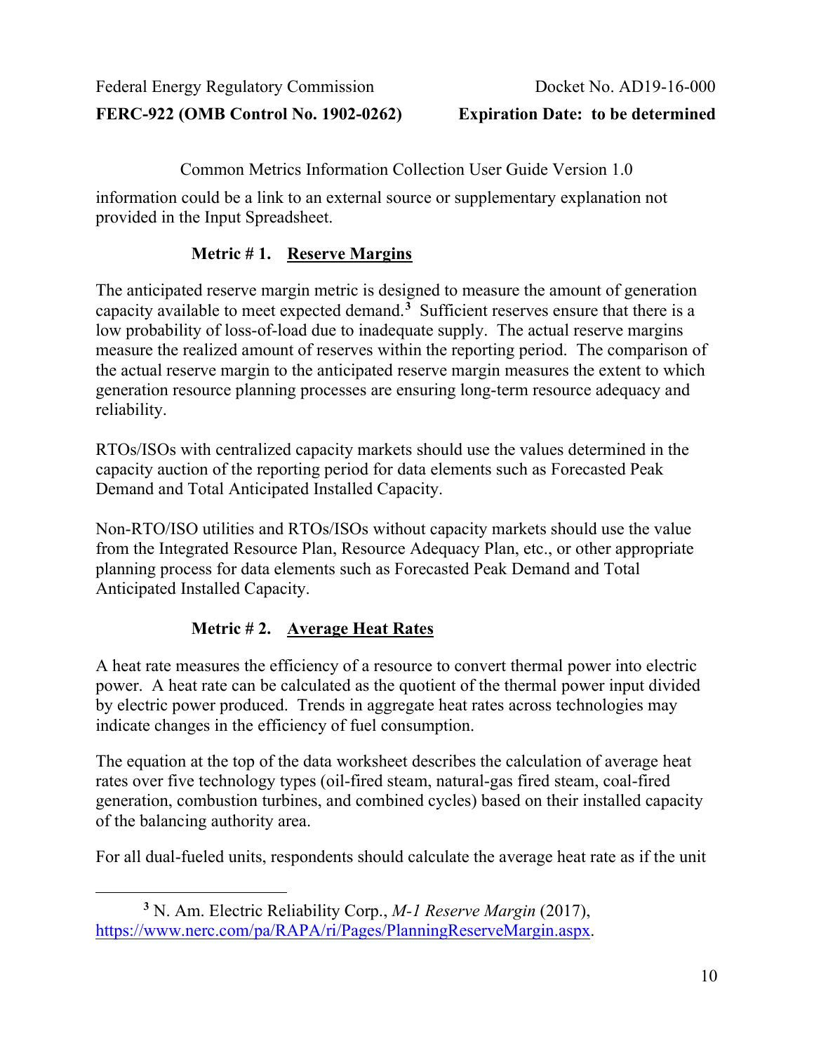information could be a link to an external source or supplementary explanation not provided in the Input Spreadsheet.

### Metric # 1. Reserve Margins

The anticipated reserve margin metric is designed to measure the amount of generation capacity available to meet expected demand.[3] Sufficient reserves ensure that there is a low probability of loss-of-load due to inadequate supply. The actual reserve margins measure the realized amount of reserves within the reporting period. The comparison of the actual reserve margin to the anticipated reserve margin measures the extent to which generation resource planning processes are ensuring long-term resource adequacy and reliability.

RTOs/ISOs with centralized capacity markets should use the values determined in the capacity auction of the reporting period for data elements such as Forecasted Peak Demand and Total Anticipated Installed Capacity.

Non-RTO/ISO utilities and RTOs/ISOs without capacity markets should use the value from the Integrated Resource Plan, Resource Adequacy Plan, etc., or other appropriate planning process for data elements such as Forecasted Peak Demand and Total Anticipated Installed Capacity.

### Metric # 2. Average Heat Rates

A heat rate measures the efficiency of a resource to convert thermal power into electric power. A heat rate can be calculated as the quotient of the thermal power input divided by electric power produced. Trends in aggregate heat rates across technologies may indicate changes in the efficiency of fuel consumption.

The equation at the top of the data worksheet describes the calculation of average heat rates over five technology types (oil-fired steam, natural-gas fired steam, coal-fired generation, combustion turbines, and combined cycles) based on their installed capacity of the balancing authority area.

For all dual-fueled units, respondents should calculate the average heat rate as if the unit

---

[3] N. Am. Electric Reliability Corp., *M-1 Reserve Margin* (2017), https://www.nerc.com/pa/RAPA/ri/Pages/PlanningReserveMargin.aspx.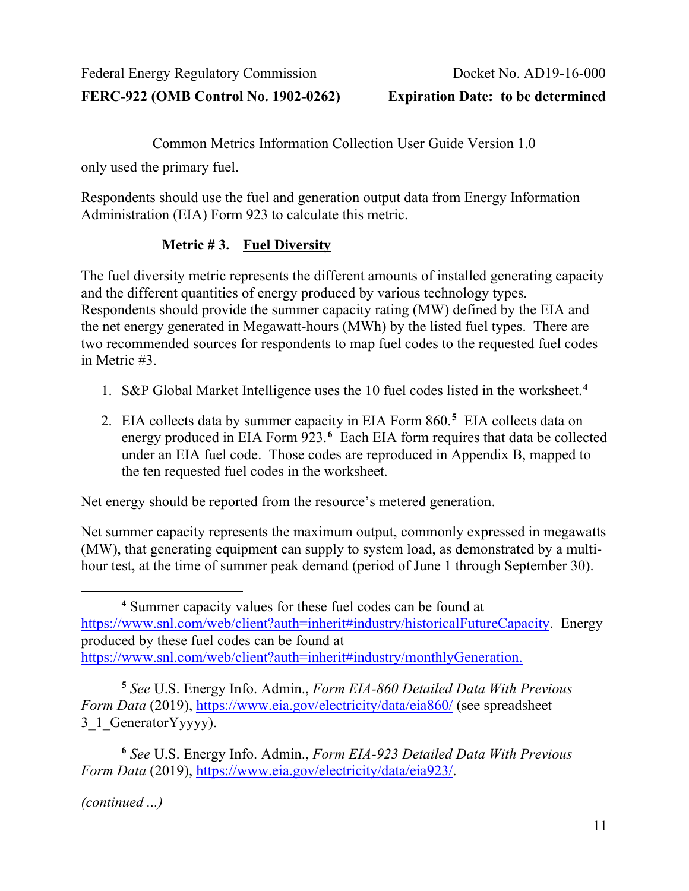only used the primary fuel.

Respondents should use the fuel and generation output data from Energy Information Administration (EIA) Form 923 to calculate this metric.

### Metric # 3. Fuel Diversity

The fuel diversity metric represents the different amounts of installed generating capacity and the different quantities of energy produced by various technology types. Respondents should provide the summer capacity rating (MW) defined by the EIA and the net energy generated in Megawatt-hours (MWh) by the listed fuel types. There are two recommended sources for respondents to map fuel codes to the requested fuel codes in Metric #3.

1. S&P Global Market Intelligence uses the 10 fuel codes listed in the worksheet.[4]

2. EIA collects data by summer capacity in EIA Form 860.[5] EIA collects data on energy produced in EIA Form 923.[6] Each EIA form requires that data be collected under an EIA fuel code. Those codes are reproduced in Appendix B, mapped to the ten requested fuel codes in the worksheet.

Net energy should be reported from the resource's metered generation.

Net summer capacity represents the maximum output, commonly expressed in megawatts (MW), that generating equipment can supply to system load, as demonstrated by a multi-hour test, at the time of summer peak demand (period of June 1 through September 30).

---

[4] Summer capacity values for these fuel codes can be found at https://www.snl.com/web/client?auth=inherit#industry/historicalFutureCapacity. Energy produced by these fuel codes can be found at https://www.snl.com/web/client?auth=inherit#industry/monthlyGeneration.

[5] *See* U.S. Energy Info. Admin., *Form EIA-860 Detailed Data With Previous Form Data* (2019), https://www.eia.gov/electricity/data/eia860/ (see spreadsheet 3_1_GeneratorYyyyy).

[6] *See* U.S. Energy Info. Admin., *Form EIA-923 Detailed Data With Previous Form Data* (2019), https://www.eia.gov/electricity/data/eia923/.

*(continued ...)*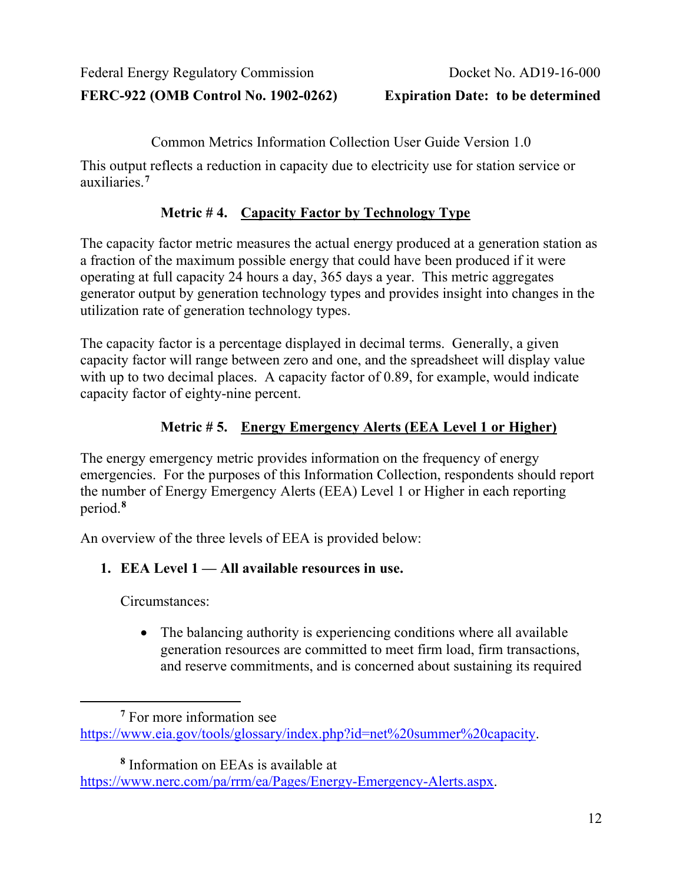This output reflects a reduction in capacity due to electricity use for station service or auxiliaries.[7]

### Metric # 4. Capacity Factor by Technology Type

The capacity factor metric measures the actual energy produced at a generation station as a fraction of the maximum possible energy that could have been produced if it were operating at full capacity 24 hours a day, 365 days a year. This metric aggregates generator output by generation technology types and provides insight into changes in the utilization rate of generation technology types.

The capacity factor is a percentage displayed in decimal terms. Generally, a given capacity factor will range between zero and one, and the spreadsheet will display value with up to two decimal places. A capacity factor of 0.89, for example, would indicate capacity factor of eighty-nine percent.

### Metric # 5. Energy Emergency Alerts (EEA Level 1 or Higher)

The energy emergency metric provides information on the frequency of energy emergencies. For the purposes of this Information Collection, respondents should report the number of Energy Emergency Alerts (EEA) Level 1 or Higher in each reporting period.[8]

An overview of the three levels of EEA is provided below:

1. **EEA Level 1 — All available resources in use.**

   Circumstances:

   - The balancing authority is experiencing conditions where all available generation resources are committed to meet firm load, firm transactions, and reserve commitments, and is concerned about sustaining its required

---

[7] For more information see https://www.eia.gov/tools/glossary/index.php?id=net%20summer%20capacity.

[8] Information on EEAs is available at https://www.nerc.com/pa/rrm/ea/Pages/Energy-Emergency-Alerts.aspx.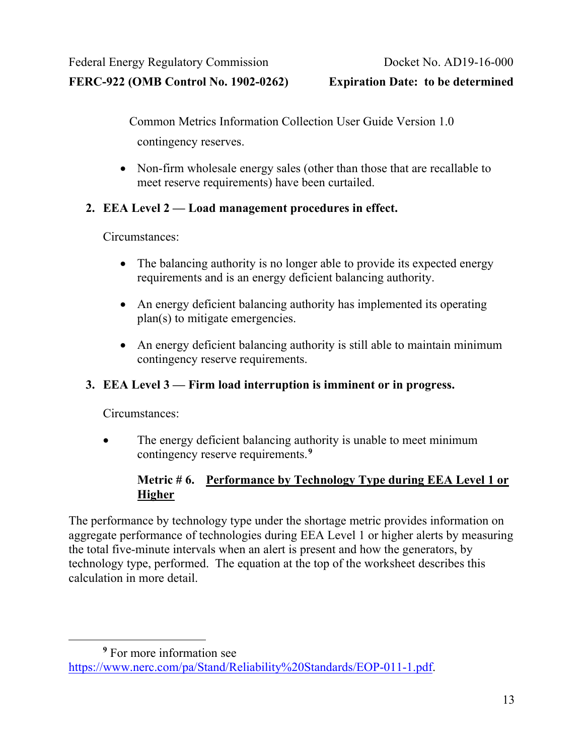contingency reserves.

- Non-firm wholesale energy sales (other than those that are recallable to meet reserve requirements) have been curtailed.

2. **EEA Level 2 — Load management procedures in effect.**

   Circumstances:

   - The balancing authority is no longer able to provide its expected energy requirements and is an energy deficient balancing authority.
   - An energy deficient balancing authority has implemented its operating plan(s) to mitigate emergencies.
   - An energy deficient balancing authority is still able to maintain minimum contingency reserve requirements.

3. **EEA Level 3 — Firm load interruption is imminent or in progress.**

   Circumstances:

   - The energy deficient balancing authority is unable to meet minimum contingency reserve requirements.[9]

**Metric # 6. Performance by Technology Type during EEA Level 1 or Higher**

The performance by technology type under the shortage metric provides information on aggregate performance of technologies during EEA Level 1 or higher alerts by measuring the total five-minute intervals when an alert is present and how the generators, by technology type, performed. The equation at the top of the worksheet describes this calculation in more detail.

[9] For more information see https://www.nerc.com/pa/Stand/Reliability%20Standards/EOP-011-1.pdf.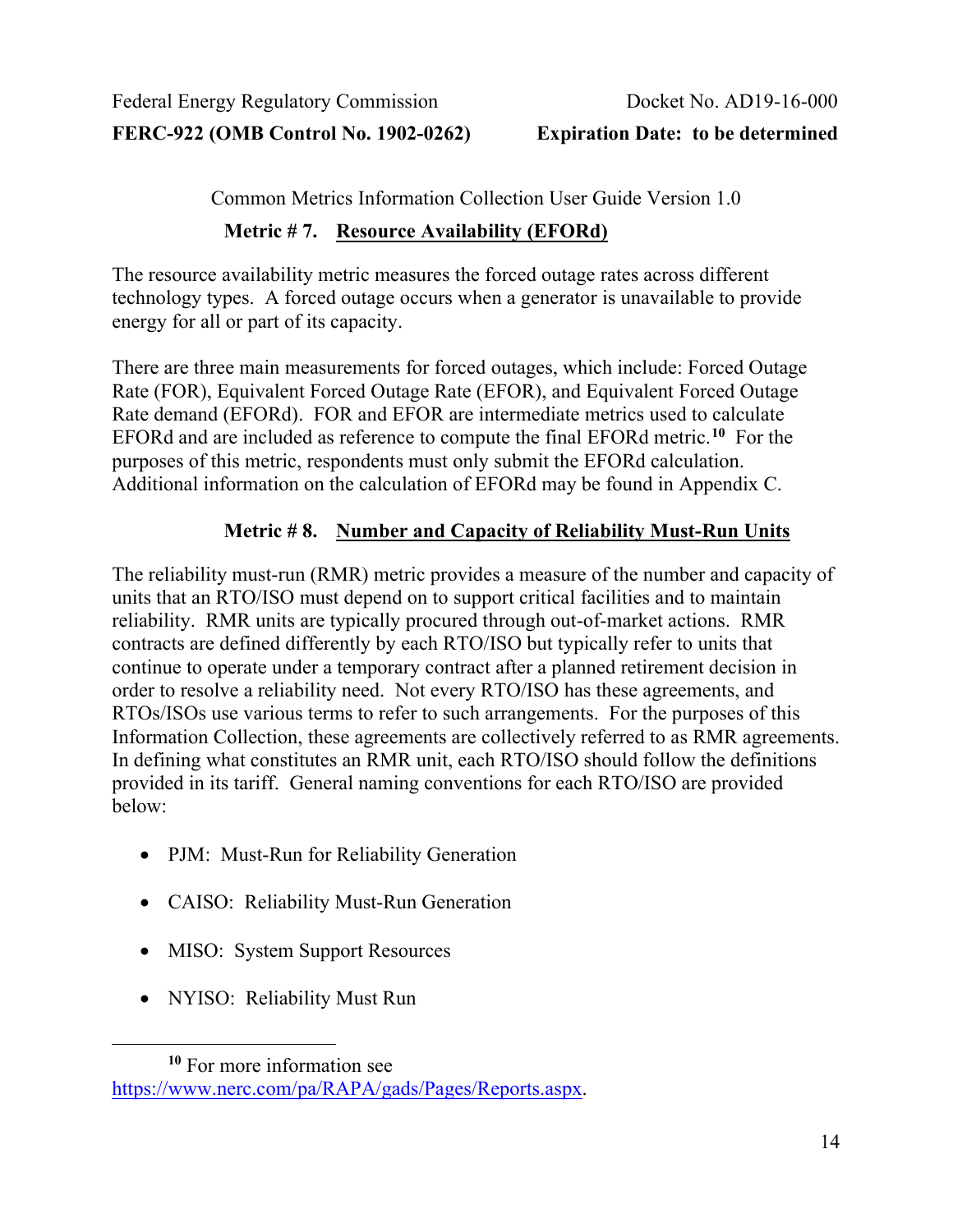Common Metrics Information Collection User Guide Version 1.0

### Metric # 7. Resource Availability (EFORd)

The resource availability metric measures the forced outage rates across different technology types. A forced outage occurs when a generator is unavailable to provide energy for all or part of its capacity.

There are three main measurements for forced outages, which include: Forced Outage Rate (FOR), Equivalent Forced Outage Rate (EFOR), and Equivalent Forced Outage Rate demand (EFORd). FOR and EFOR are intermediate metrics used to calculate EFORd and are included as reference to compute the final EFORd metric.[10] For the purposes of this metric, respondents must only submit the EFORd calculation. Additional information on the calculation of EFORd may be found in Appendix C.

### Metric # 8. Number and Capacity of Reliability Must-Run Units

The reliability must-run (RMR) metric provides a measure of the number and capacity of units that an RTO/ISO must depend on to support critical facilities and to maintain reliability. RMR units are typically procured through out-of-market actions. RMR contracts are defined differently by each RTO/ISO but typically refer to units that continue to operate under a temporary contract after a planned retirement decision in order to resolve a reliability need. Not every RTO/ISO has these agreements, and RTOs/ISOs use various terms to refer to such arrangements. For the purposes of this Information Collection, these agreements are collectively referred to as RMR agreements. In defining what constitutes an RMR unit, each RTO/ISO should follow the definitions provided in its tariff. General naming conventions for each RTO/ISO are provided below:

- PJM: Must-Run for Reliability Generation
- CAISO: Reliability Must-Run Generation
- MISO: System Support Resources
- NYISO: Reliability Must Run

---

[10] For more information see https://www.nerc.com/pa/RAPA/gads/Pages/Reports.aspx.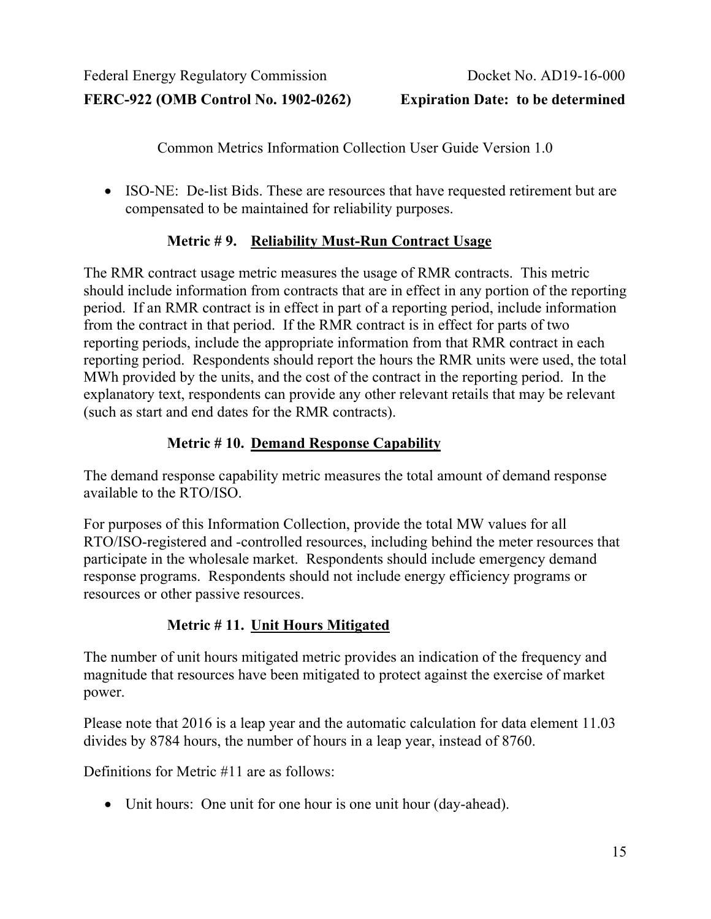- ISO-NE: De-list Bids. These are resources that have requested retirement but are compensated to be maintained for reliability purposes.

### Metric # 9. Reliability Must-Run Contract Usage

The RMR contract usage metric measures the usage of RMR contracts. This metric should include information from contracts that are in effect in any portion of the reporting period. If an RMR contract is in effect in part of a reporting period, include information from the contract in that period. If the RMR contract is in effect for parts of two reporting periods, include the appropriate information from that RMR contract in each reporting period. Respondents should report the hours the RMR units were used, the total MWh provided by the units, and the cost of the contract in the reporting period. In the explanatory text, respondents can provide any other relevant retails that may be relevant (such as start and end dates for the RMR contracts).

### Metric # 10. Demand Response Capability

The demand response capability metric measures the total amount of demand response available to the RTO/ISO.

For purposes of this Information Collection, provide the total MW values for all RTO/ISO-registered and -controlled resources, including behind the meter resources that participate in the wholesale market. Respondents should include emergency demand response programs. Respondents should not include energy efficiency programs or resources or other passive resources.

### Metric # 11. Unit Hours Mitigated

The number of unit hours mitigated metric provides an indication of the frequency and magnitude that resources have been mitigated to protect against the exercise of market power.

Please note that 2016 is a leap year and the automatic calculation for data element 11.03 divides by 8784 hours, the number of hours in a leap year, instead of 8760.

Definitions for Metric #11 are as follows:

- Unit hours: One unit for one hour is one unit hour (day-ahead).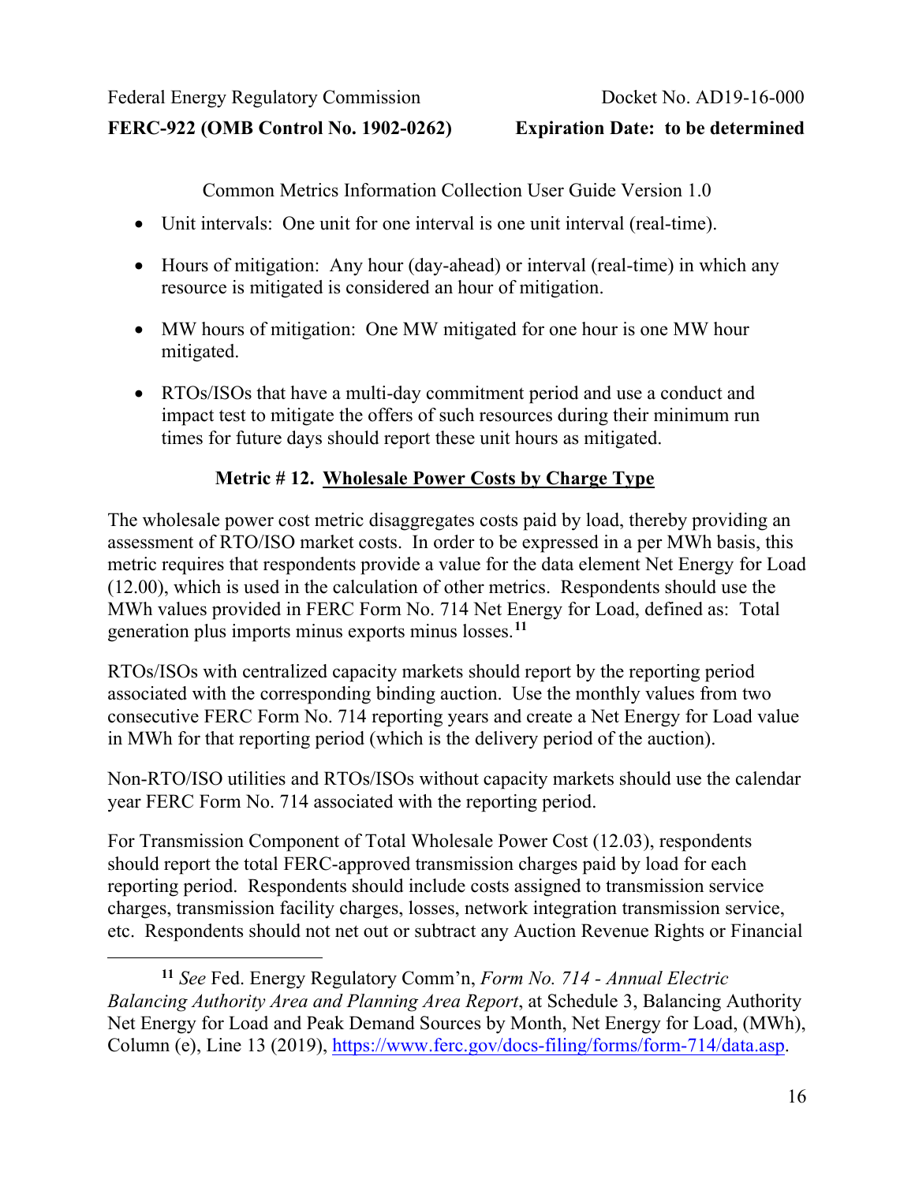- Unit intervals: One unit for one interval is one unit interval (real-time).

- Hours of mitigation: Any hour (day-ahead) or interval (real-time) in which any resource is mitigated is considered an hour of mitigation.

- MW hours of mitigation: One MW mitigated for one hour is one MW hour mitigated.

- RTOs/ISOs that have a multi-day commitment period and use a conduct and impact test to mitigate the offers of such resources during their minimum run times for future days should report these unit hours as mitigated.

### Metric # 12. Wholesale Power Costs by Charge Type

The wholesale power cost metric disaggregates costs paid by load, thereby providing an assessment of RTO/ISO market costs. In order to be expressed in a per MWh basis, this metric requires that respondents provide a value for the data element Net Energy for Load (12.00), which is used in the calculation of other metrics. Respondents should use the MWh values provided in FERC Form No. 714 Net Energy for Load, defined as: Total generation plus imports minus exports minus losses.[11]

RTOs/ISOs with centralized capacity markets should report by the reporting period associated with the corresponding binding auction. Use the monthly values from two consecutive FERC Form No. 714 reporting years and create a Net Energy for Load value in MWh for that reporting period (which is the delivery period of the auction).

Non-RTO/ISO utilities and RTOs/ISOs without capacity markets should use the calendar year FERC Form No. 714 associated with the reporting period.

For Transmission Component of Total Wholesale Power Cost (12.03), respondents should report the total FERC-approved transmission charges paid by load for each reporting period. Respondents should include costs assigned to transmission service charges, transmission facility charges, losses, network integration transmission service, etc. Respondents should not net out or subtract any Auction Revenue Rights or Financial

---

[11] *See* Fed. Energy Regulatory Comm'n, *Form No. 714 - Annual Electric Balancing Authority Area and Planning Area Report*, at Schedule 3, Balancing Authority Net Energy for Load and Peak Demand Sources by Month, Net Energy for Load, (MWh), Column (e), Line 13 (2019), https://www.ferc.gov/docs-filing/forms/form-714/data.asp.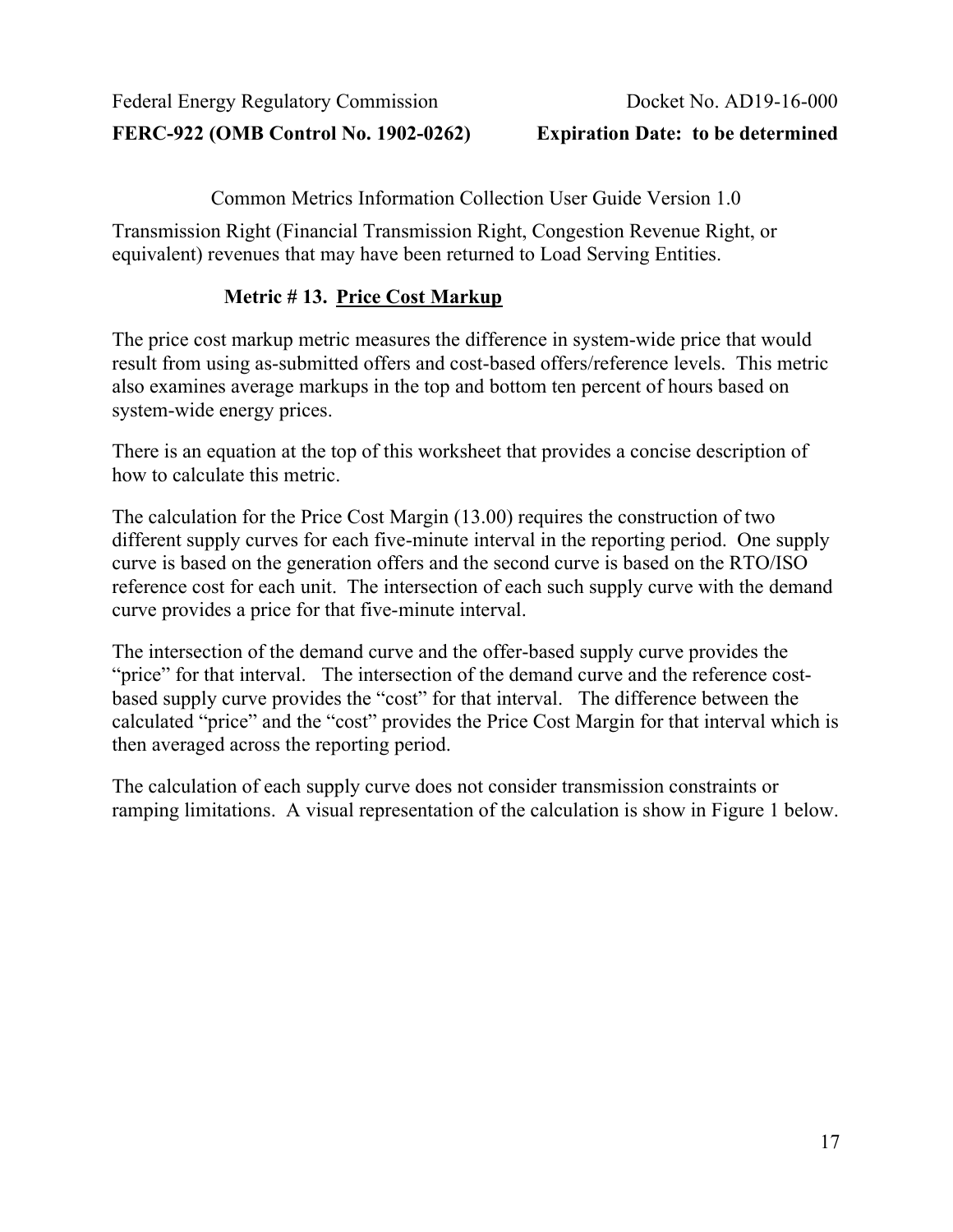Transmission Right (Financial Transmission Right, Congestion Revenue Right, or equivalent) revenues that may have been returned to Load Serving Entities.

### Metric # 13. Price Cost Markup

The price cost markup metric measures the difference in system-wide price that would result from using as-submitted offers and cost-based offers/reference levels. This metric also examines average markups in the top and bottom ten percent of hours based on system-wide energy prices.

There is an equation at the top of this worksheet that provides a concise description of how to calculate this metric.

The calculation for the Price Cost Margin (13.00) requires the construction of two different supply curves for each five-minute interval in the reporting period. One supply curve is based on the generation offers and the second curve is based on the RTO/ISO reference cost for each unit. The intersection of each such supply curve with the demand curve provides a price for that five-minute interval.

The intersection of the demand curve and the offer-based supply curve provides the "price" for that interval. The intersection of the demand curve and the reference cost-based supply curve provides the "cost" for that interval. The difference between the calculated "price" and the "cost" provides the Price Cost Margin for that interval which is then averaged across the reporting period.

The calculation of each supply curve does not consider transmission constraints or ramping limitations. A visual representation of the calculation is show in Figure 1 below.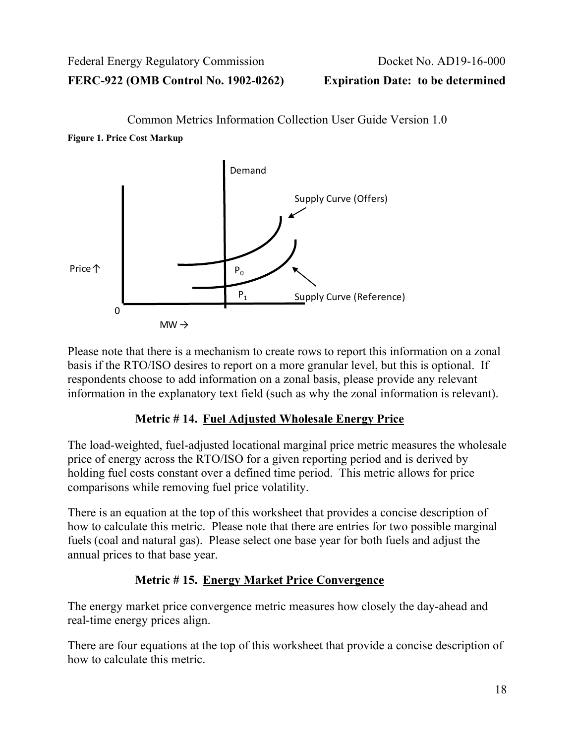Common Metrics Information Collection User Guide Version 1.0

**Figure 1. Price Cost Markup**

Please note that there is a mechanism to create rows to report this information on a zonal basis if the RTO/ISO desires to report on a more granular level, but this is optional. If respondents choose to add information on a zonal basis, please provide any relevant information in the explanatory text field (such as why the zonal information is relevant).

### Metric # 14. Fuel Adjusted Wholesale Energy Price

The load-weighted, fuel-adjusted locational marginal price metric measures the wholesale price of energy across the RTO/ISO for a given reporting period and is derived by holding fuel costs constant over a defined time period. This metric allows for price comparisons while removing fuel price volatility.

There is an equation at the top of this worksheet that provides a concise description of how to calculate this metric. Please note that there are entries for two possible marginal fuels (coal and natural gas). Please select one base year for both fuels and adjust the annual prices to that base year.

### Metric # 15. Energy Market Price Convergence

The energy market price convergence metric measures how closely the day-ahead and real-time energy prices align.

There are four equations at the top of this worksheet that provide a concise description of how to calculate this metric.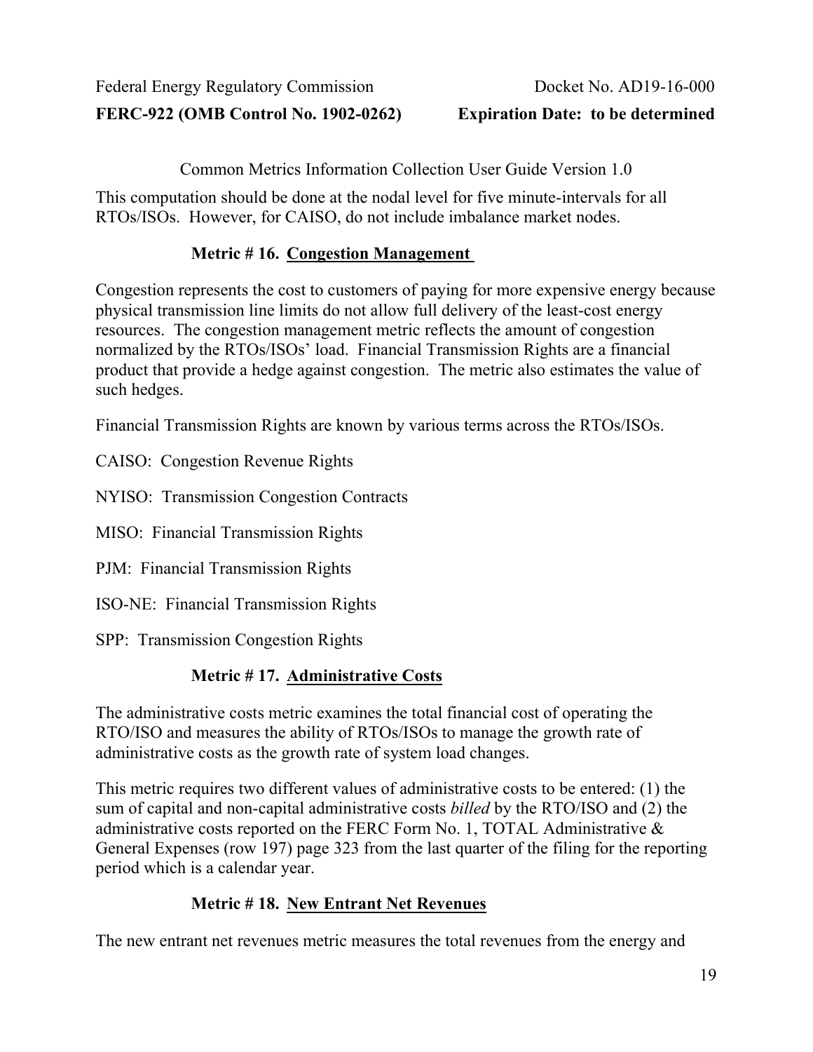This computation should be done at the nodal level for five minute-intervals for all RTOs/ISOs. However, for CAISO, do not include imbalance market nodes.

### Metric # 16. Congestion Management

Congestion represents the cost to customers of paying for more expensive energy because physical transmission line limits do not allow full delivery of the least-cost energy resources. The congestion management metric reflects the amount of congestion normalized by the RTOs/ISOs' load. Financial Transmission Rights are a financial product that provide a hedge against congestion. The metric also estimates the value of such hedges.

Financial Transmission Rights are known by various terms across the RTOs/ISOs.

CAISO: Congestion Revenue Rights

NYISO: Transmission Congestion Contracts

MISO: Financial Transmission Rights

PJM: Financial Transmission Rights

ISO-NE: Financial Transmission Rights

SPP: Transmission Congestion Rights

### Metric # 17. Administrative Costs

The administrative costs metric examines the total financial cost of operating the RTO/ISO and measures the ability of RTOs/ISOs to manage the growth rate of administrative costs as the growth rate of system load changes.

This metric requires two different values of administrative costs to be entered: (1) the sum of capital and non-capital administrative costs *billed* by the RTO/ISO and (2) the administrative costs reported on the FERC Form No. 1, TOTAL Administrative & General Expenses (row 197) page 323 from the last quarter of the filing for the reporting period which is a calendar year.

### Metric # 18. New Entrant Net Revenues

The new entrant net revenues metric measures the total revenues from the energy and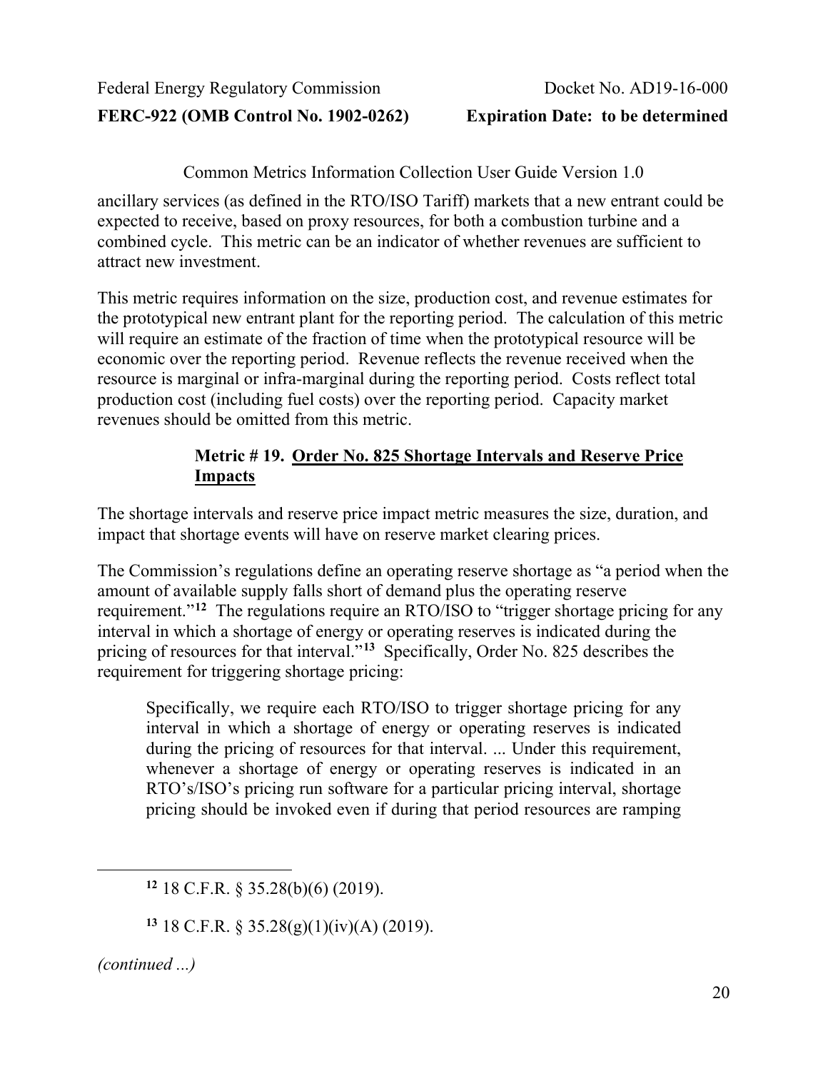ancillary services (as defined in the RTO/ISO Tariff) markets that a new entrant could be expected to receive, based on proxy resources, for both a combustion turbine and a combined cycle. This metric can be an indicator of whether revenues are sufficient to attract new investment.

This metric requires information on the size, production cost, and revenue estimates for the prototypical new entrant plant for the reporting period. The calculation of this metric will require an estimate of the fraction of time when the prototypical resource will be economic over the reporting period. Revenue reflects the revenue received when the resource is marginal or infra-marginal during the reporting period. Costs reflect total production cost (including fuel costs) over the reporting period. Capacity market revenues should be omitted from this metric.

### Metric # 19. Order No. 825 Shortage Intervals and Reserve Price Impacts

The shortage intervals and reserve price impact metric measures the size, duration, and impact that shortage events will have on reserve market clearing prices.

The Commission's regulations define an operating reserve shortage as "a period when the amount of available supply falls short of demand plus the operating reserve requirement."[12] The regulations require an RTO/ISO to "trigger shortage pricing for any interval in which a shortage of energy or operating reserves is indicated during the pricing of resources for that interval."[13] Specifically, Order No. 825 describes the requirement for triggering shortage pricing:

> Specifically, we require each RTO/ISO to trigger shortage pricing for any interval in which a shortage of energy or operating reserves is indicated during the pricing of resources for that interval. ... Under this requirement, whenever a shortage of energy or operating reserves is indicated in an RTO's/ISO's pricing run software for a particular pricing interval, shortage pricing should be invoked even if during that period resources are ramping

---

[12] 18 C.F.R. § 35.28(b)(6) (2019).

[13] 18 C.F.R. § 35.28(g)(1)(iv)(A) (2019).

*(continued ...)*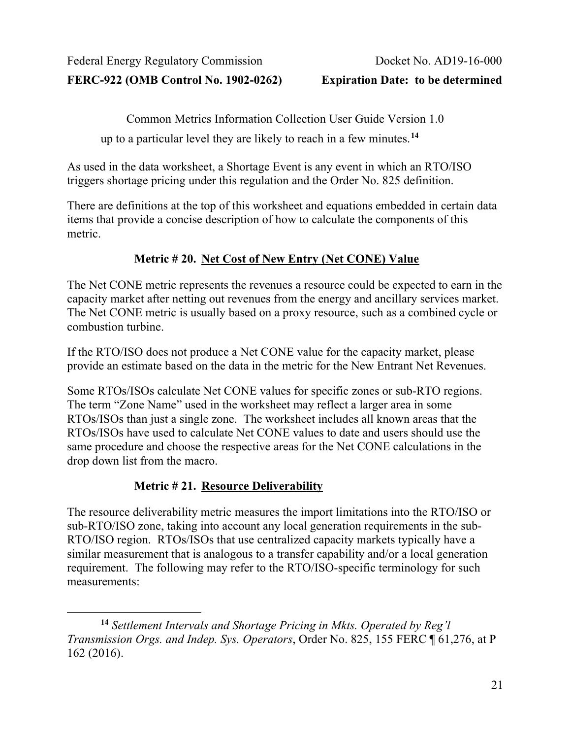up to a particular level they are likely to reach in a few minutes.[14]

As used in the data worksheet, a Shortage Event is any event in which an RTO/ISO triggers shortage pricing under this regulation and the Order No. 825 definition.

There are definitions at the top of this worksheet and equations embedded in certain data items that provide a concise description of how to calculate the components of this metric.

### Metric # 20. Net Cost of New Entry (Net CONE) Value

The Net CONE metric represents the revenues a resource could be expected to earn in the capacity market after netting out revenues from the energy and ancillary services market. The Net CONE metric is usually based on a proxy resource, such as a combined cycle or combustion turbine.

If the RTO/ISO does not produce a Net CONE value for the capacity market, please provide an estimate based on the data in the metric for the New Entrant Net Revenues.

Some RTOs/ISOs calculate Net CONE values for specific zones or sub-RTO regions. The term "Zone Name" used in the worksheet may reflect a larger area in some RTOs/ISOs than just a single zone. The worksheet includes all known areas that the RTOs/ISOs have used to calculate Net CONE values to date and users should use the same procedure and choose the respective areas for the Net CONE calculations in the drop down list from the macro.

### Metric # 21. Resource Deliverability

The resource deliverability metric measures the import limitations into the RTO/ISO or sub-RTO/ISO zone, taking into account any local generation requirements in the sub-RTO/ISO region. RTOs/ISOs that use centralized capacity markets typically have a similar measurement that is analogous to a transfer capability and/or a local generation requirement. The following may refer to the RTO/ISO-specific terminology for such measurements:

---

[14] *Settlement Intervals and Shortage Pricing in Mkts. Operated by Reg'l Transmission Orgs. and Indep. Sys. Operators*, Order No. 825, 155 FERC ¶ 61,276, at P 162 (2016).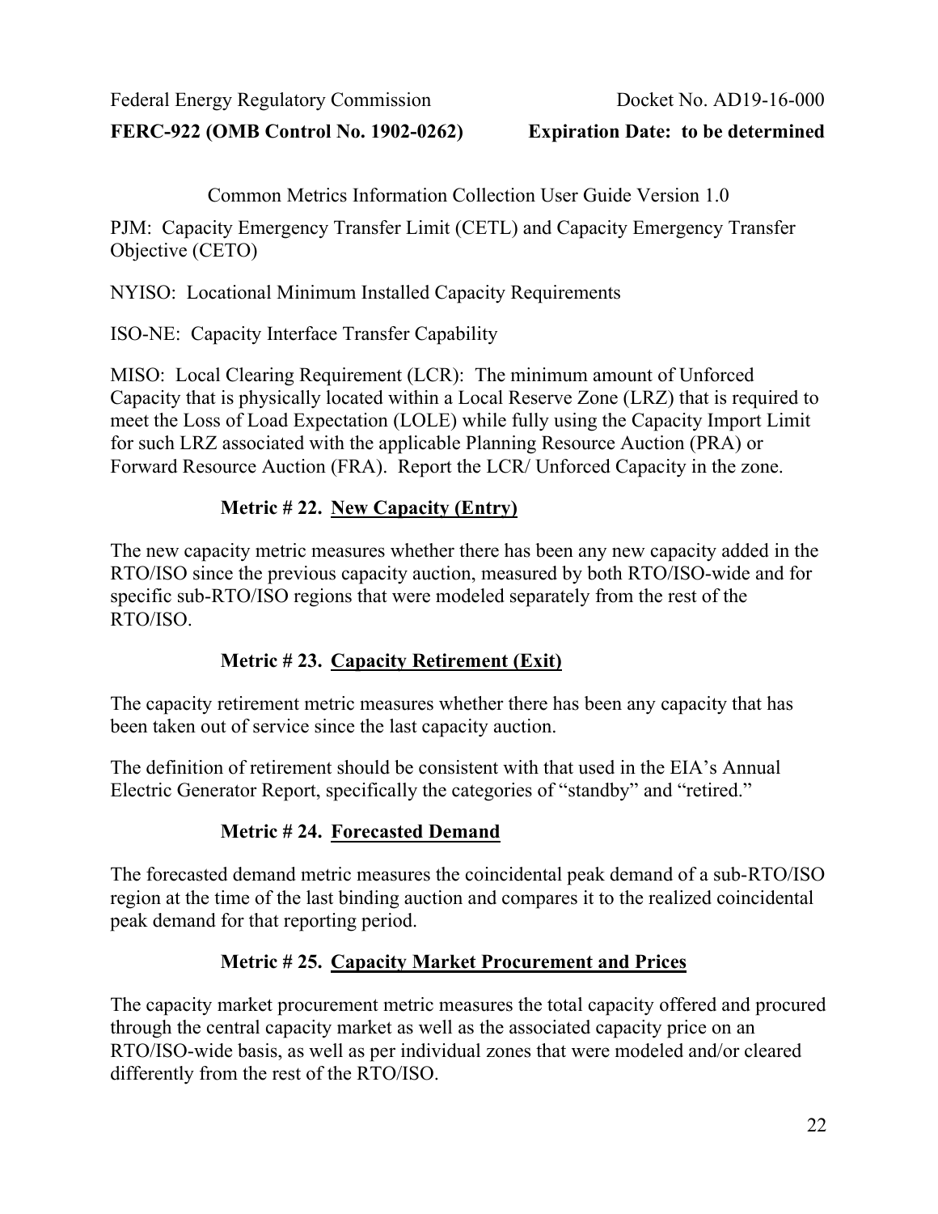PJM: Capacity Emergency Transfer Limit (CETL) and Capacity Emergency Transfer Objective (CETO)

NYISO: Locational Minimum Installed Capacity Requirements

ISO-NE: Capacity Interface Transfer Capability

MISO: Local Clearing Requirement (LCR): The minimum amount of Unforced Capacity that is physically located within a Local Reserve Zone (LRZ) that is required to meet the Loss of Load Expectation (LOLE) while fully using the Capacity Import Limit for such LRZ associated with the applicable Planning Resource Auction (PRA) or Forward Resource Auction (FRA). Report the LCR/ Unforced Capacity in the zone.

### Metric # 22. New Capacity (Entry)

The new capacity metric measures whether there has been any new capacity added in the RTO/ISO since the previous capacity auction, measured by both RTO/ISO-wide and for specific sub-RTO/ISO regions that were modeled separately from the rest of the RTO/ISO.

### Metric # 23. Capacity Retirement (Exit)

The capacity retirement metric measures whether there has been any capacity that has been taken out of service since the last capacity auction.

The definition of retirement should be consistent with that used in the EIA's Annual Electric Generator Report, specifically the categories of "standby" and "retired."

### Metric # 24. Forecasted Demand

The forecasted demand metric measures the coincidental peak demand of a sub-RTO/ISO region at the time of the last binding auction and compares it to the realized coincidental peak demand for that reporting period.

### Metric # 25. Capacity Market Procurement and Prices

The capacity market procurement metric measures the total capacity offered and procured through the central capacity market as well as the associated capacity price on an RTO/ISO-wide basis, as well as per individual zones that were modeled and/or cleared differently from the rest of the RTO/ISO.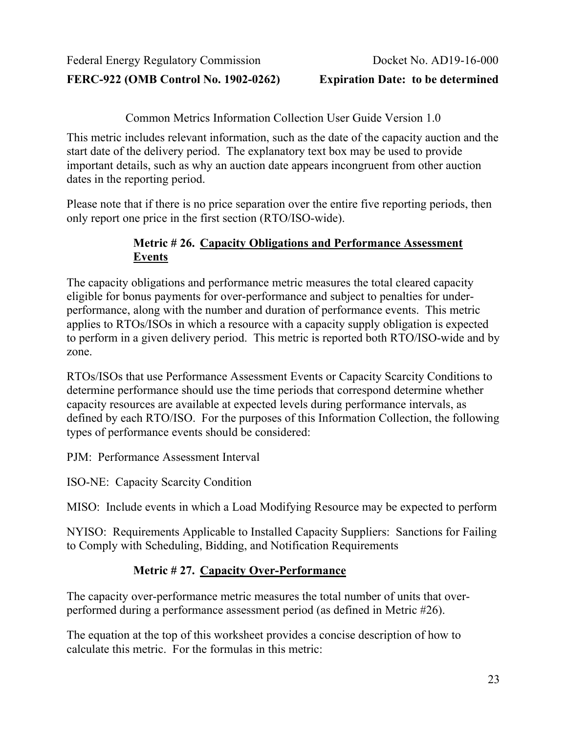This metric includes relevant information, such as the date of the capacity auction and the start date of the delivery period. The explanatory text box may be used to provide important details, such as why an auction date appears incongruent from other auction dates in the reporting period.

Please note that if there is no price separation over the entire five reporting periods, then only report one price in the first section (RTO/ISO-wide).

### Metric # 26. Capacity Obligations and Performance Assessment Events

The capacity obligations and performance metric measures the total cleared capacity eligible for bonus payments for over-performance and subject to penalties for under-performance, along with the number and duration of performance events. This metric applies to RTOs/ISOs in which a resource with a capacity supply obligation is expected to perform in a given delivery period. This metric is reported both RTO/ISO-wide and by zone.

RTOs/ISOs that use Performance Assessment Events or Capacity Scarcity Conditions to determine performance should use the time periods that correspond determine whether capacity resources are available at expected levels during performance intervals, as defined by each RTO/ISO. For the purposes of this Information Collection, the following types of performance events should be considered:

PJM: Performance Assessment Interval

ISO-NE: Capacity Scarcity Condition

MISO: Include events in which a Load Modifying Resource may be expected to perform

NYISO: Requirements Applicable to Installed Capacity Suppliers: Sanctions for Failing to Comply with Scheduling, Bidding, and Notification Requirements

### Metric # 27. Capacity Over-Performance

The capacity over-performance metric measures the total number of units that over-performed during a performance assessment period (as defined in Metric #26).

The equation at the top of this worksheet provides a concise description of how to calculate this metric. For the formulas in this metric: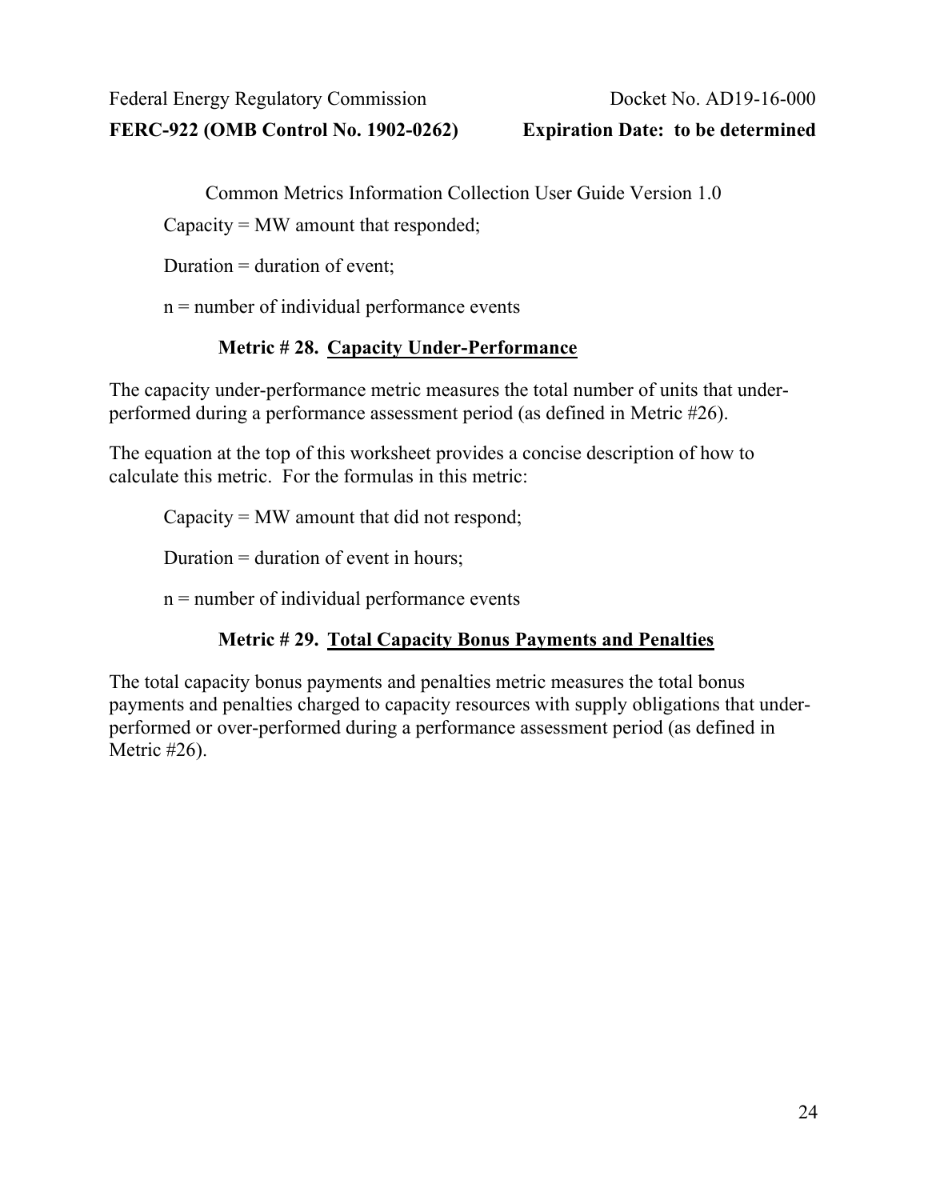Common Metrics Information Collection User Guide Version 1.0

Capacity = MW amount that responded;

Duration = duration of event;

n = number of individual performance events

### Metric # 28. Capacity Under-Performance

The capacity under-performance metric measures the total number of units that under-performed during a performance assessment period (as defined in Metric #26).

The equation at the top of this worksheet provides a concise description of how to calculate this metric. For the formulas in this metric:

Capacity = MW amount that did not respond;

Duration = duration of event in hours;

n = number of individual performance events

### Metric # 29. Total Capacity Bonus Payments and Penalties

The total capacity bonus payments and penalties metric measures the total bonus payments and penalties charged to capacity resources with supply obligations that under-performed or over-performed during a performance assessment period (as defined in Metric #26).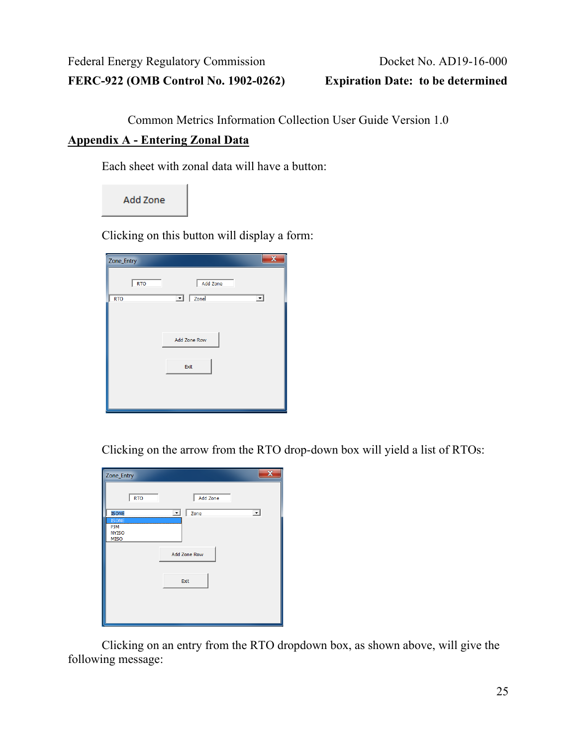Common Metrics Information Collection User Guide Version 1.0

## Appendix A - Entering Zonal Data

Each sheet with zonal data will have a button:

Add Zone

Clicking on this button will display a form:

Zone_Entry

RTO | Add Zone

RTO | Zone

Add Zone Row

Exit

Clicking on the arrow from the RTO drop-down box will yield a list of RTOs:

Zone_Entry

RTO | Add Zone

ISONE | Zone

ISONE
PJM
NYISO
MISO

Add Zone Row

Exit

Clicking on an entry from the RTO dropdown box, as shown above, will give the following message: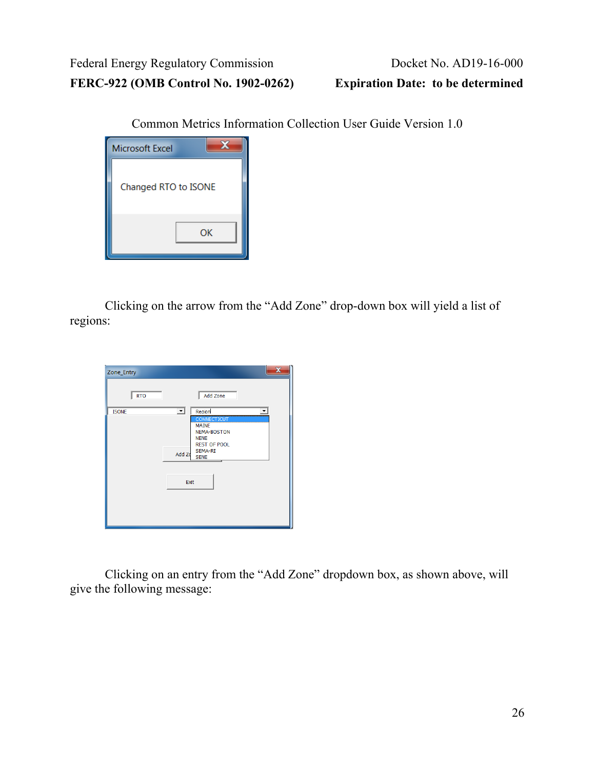Common Metrics Information Collection User Guide Version 1.0

Microsoft Excel

Changed RTO to ISONE

OK

Clicking on the arrow from the "Add Zone" drop-down box will yield a list of regions:

Zone_Entry

RTO

Add Zone

ISONE

Region

CONNECTICUT
MAINE
NEMA-BOSTON
NENE
REST OF POOL
SEMA-RI
SENE

Exit

Clicking on an entry from the "Add Zone" dropdown box, as shown above, will give the following message: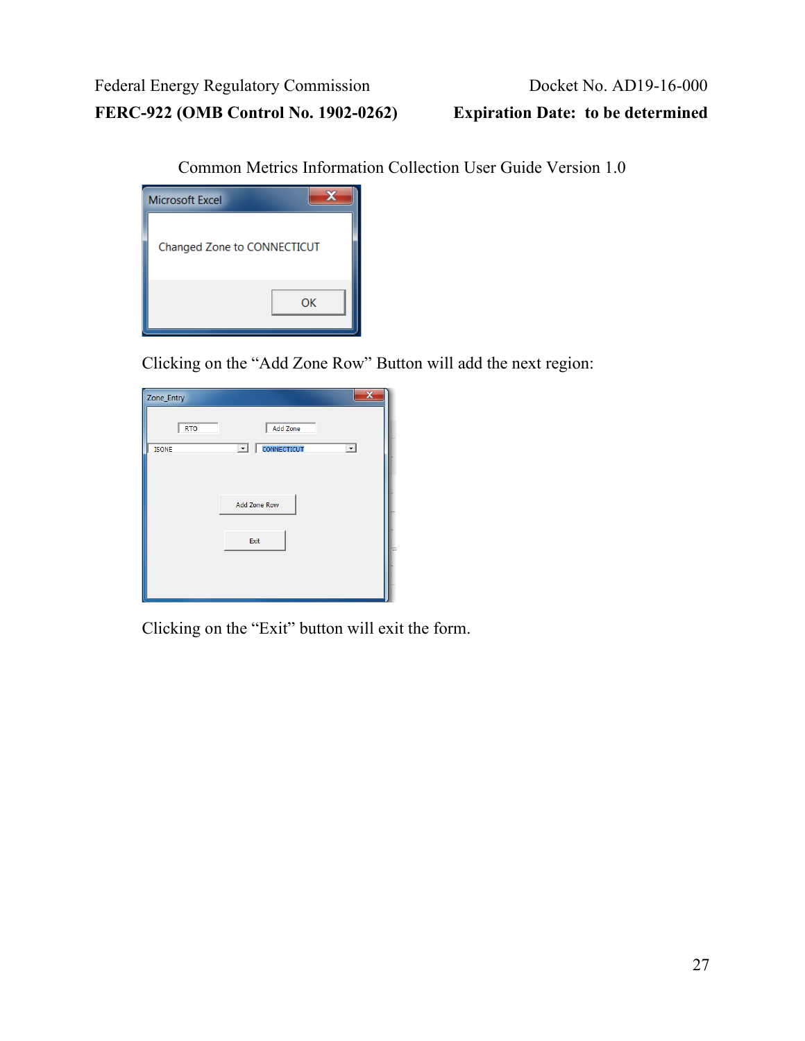Common Metrics Information Collection User Guide Version 1.0

Microsoft Excel

Changed Zone to CONNECTICUT

OK

Clicking on the “Add Zone Row” Button will add the next region:

Zone_Entry

RTO | Add Zone

ISONE | CONNECTICUT

Add Zone Row

Exit

Clicking on the “Exit” button will exit the form.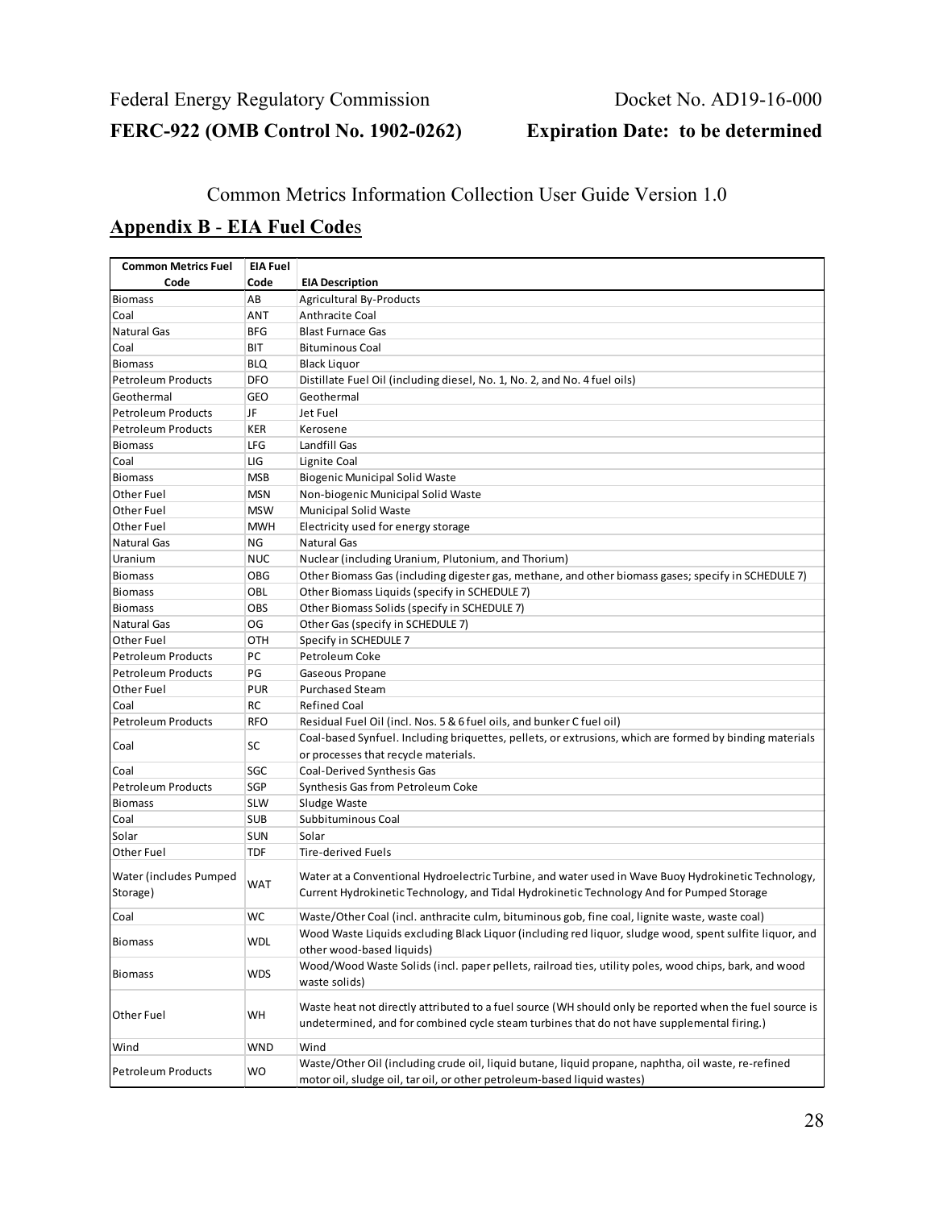Federal Energy Regulatory Commission Docket No. AD19-16-000

**FERC-922 (OMB Control No. 1902-0262) Expiration Date: to be determined**

Common Metrics Information Collection User Guide Version 1.0

## Appendix B - EIA Fuel Codes

| Common Metrics Fuel Code | EIA Fuel Code | EIA Description |
|---|---|---|
| Biomass | AB | Agricultural By-Products |
| Coal | ANT | Anthracite Coal |
| Natural Gas | BFG | Blast Furnace Gas |
| Coal | BIT | Bituminous Coal |
| Biomass | BLQ | Black Liquor |
| Petroleum Products | DFO | Distillate Fuel Oil (including diesel, No. 1, No. 2, and No. 4 fuel oils) |
| Geothermal | GEO | Geothermal |
| Petroleum Products | JF | Jet Fuel |
| Petroleum Products | KER | Kerosene |
| Biomass | LFG | Landfill Gas |
| Coal | LIG | Lignite Coal |
| Biomass | MSB | Biogenic Municipal Solid Waste |
| Other Fuel | MSN | Non-biogenic Municipal Solid Waste |
| Other Fuel | MSW | Municipal Solid Waste |
| Other Fuel | MWH | Electricity used for energy storage |
| Natural Gas | NG | Natural Gas |
| Uranium | NUC | Nuclear (including Uranium, Plutonium, and Thorium) |
| Biomass | OBG | Other Biomass Gas (including digester gas, methane, and other biomass gases; specify in SCHEDULE 7) |
| Biomass | OBL | Other Biomass Liquids (specify in SCHEDULE 7) |
| Biomass | OBS | Other Biomass Solids (specify in SCHEDULE 7) |
| Natural Gas | OG | Other Gas (specify in SCHEDULE 7) |
| Other Fuel | OTH | Specify in SCHEDULE 7 |
| Petroleum Products | PC | Petroleum Coke |
| Petroleum Products | PG | Gaseous Propane |
| Other Fuel | PUR | Purchased Steam |
| Coal | RC | Refined Coal |
| Petroleum Products | RFO | Residual Fuel Oil (incl. Nos. 5 & 6 fuel oils, and bunker C fuel oil) |
| Coal | SC | Coal-based Synfuel. Including briquettes, pellets, or extrusions, which are formed by binding materials or processes that recycle materials. |
| Coal | SGC | Coal-Derived Synthesis Gas |
| Petroleum Products | SGP | Synthesis Gas from Petroleum Coke |
| Biomass | SLW | Sludge Waste |
| Coal | SUB | Subbituminous Coal |
| Solar | SUN | Solar |
| Other Fuel | TDF | Tire-derived Fuels |
| Water (includes Pumped Storage) | WAT | Water at a Conventional Hydroelectric Turbine, and water used in Wave Buoy Hydrokinetic Technology, Current Hydrokinetic Technology, and Tidal Hydrokinetic Technology And for Pumped Storage |
| Coal | WC | Waste/Other Coal (incl. anthracite culm, bituminous gob, fine coal, lignite waste, waste coal) |
| Biomass | WDL | Wood Waste Liquids excluding Black Liquor (including red liquor, sludge wood, spent sulfite liquor, and other wood-based liquids) |
| Biomass | WDS | Wood/Wood Waste Solids (incl. paper pellets, railroad ties, utility poles, wood chips, bark, and wood waste solids) |
| Other Fuel | WH | Waste heat not directly attributed to a fuel source (WH should only be reported when the fuel source is undetermined, and for combined cycle steam turbines that do not have supplemental firing.) |
| Wind | WND | Wind |
| Petroleum Products | WO | Waste/Other Oil (including crude oil, liquid butane, liquid propane, naphtha, oil waste, re-refined motor oil, sludge oil, tar oil, or other petroleum-based liquid wastes) |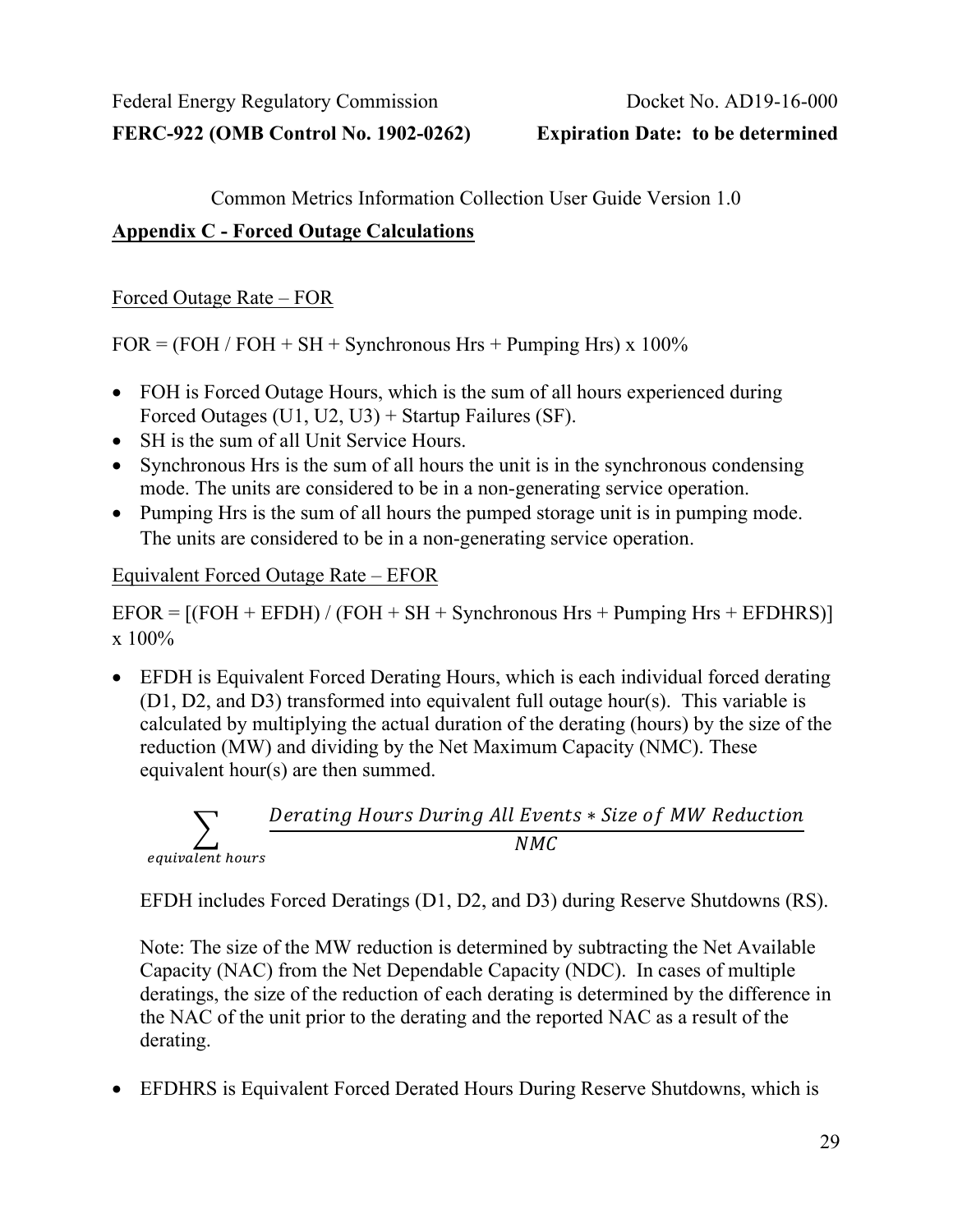Federal Energy Regulatory Commission Docket No. AD19-16-000

**FERC-922 (OMB Control No. 1902-0262) Expiration Date: to be determined**

Common Metrics Information Collection User Guide Version 1.0

## Appendix C - Forced Outage Calculations

Forced Outage Rate – FOR

FOR = (FOH / FOH + SH + Synchronous Hrs + Pumping Hrs) x 100%

- FOH is Forced Outage Hours, which is the sum of all hours experienced during Forced Outages (U1, U2, U3) + Startup Failures (SF).
- SH is the sum of all Unit Service Hours.
- Synchronous Hrs is the sum of all hours the unit is in the synchronous condensing mode. The units are considered to be in a non-generating service operation.
- Pumping Hrs is the sum of all hours the pumped storage unit is in pumping mode. The units are considered to be in a non-generating service operation.

Equivalent Forced Outage Rate – EFOR

EFOR = [(FOH + EFDH) / (FOH + SH + Synchronous Hrs + Pumping Hrs + EFDHRS)] x 100%

- EFDH is Equivalent Forced Derating Hours, which is each individual forced derating (D1, D2, and D3) transformed into equivalent full outage hour(s). This variable is calculated by multiplying the actual duration of the derating (hours) by the size of the reduction (MW) and dividing by the Net Maximum Capacity (NMC). These equivalent hour(s) are then summed.

$$\sum_{equivalent\ hours} \frac{Derating\ Hours\ During\ All\ Events * Size\ of\ MW\ Reduction}{NMC}$$

  EFDH includes Forced Deratings (D1, D2, and D3) during Reserve Shutdowns (RS).

  Note: The size of the MW reduction is determined by subtracting the Net Available Capacity (NAC) from the Net Dependable Capacity (NDC). In cases of multiple deratings, the size of the reduction of each derating is determined by the difference in the NAC of the unit prior to the derating and the reported NAC as a result of the derating.

- EFDHRS is Equivalent Forced Derated Hours During Reserve Shutdowns, which is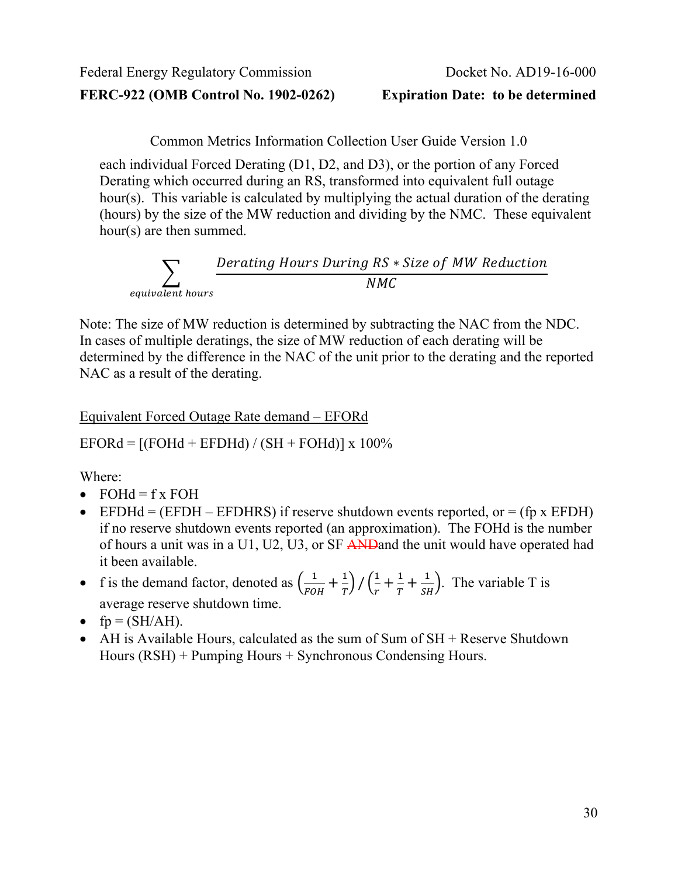Common Metrics Information Collection User Guide Version 1.0

each individual Forced Derating (D1, D2, and D3), or the portion of any Forced Derating which occurred during an RS, transformed into equivalent full outage hour(s). This variable is calculated by multiplying the actual duration of the derating (hours) by the size of the MW reduction and dividing by the NMC. These equivalent hour(s) are then summed.

$$\sum_{equivalent\ hours} \frac{Derating\ Hours\ During\ RS * Size\ of\ MW\ Reduction}{NMC}$$

Note: The size of MW reduction is determined by subtracting the NAC from the NDC. In cases of multiple deratings, the size of MW reduction of each derating will be determined by the difference in the NAC of the unit prior to the derating and the reported NAC as a result of the derating.

Equivalent Forced Outage Rate demand – EFORd

EFORd = [(FOHd + EFDHd) / (SH + FOHd)] x 100%

Where:

- FOHd = f x FOH
- EFDHd = (EFDH – EFDHRS) if reserve shutdown events reported, or = (fp x EFDH) if no reserve shutdown events reported (an approximation). The FOHd is the number of hours a unit was in a U1, U2, U3, or SF ~~AND~~and the unit would have operated had it been available.
- f is the demand factor, denoted as $\left(\frac{1}{FOH} + \frac{1}{T}\right) / \left(\frac{1}{r} + \frac{1}{T} + \frac{1}{SH}\right)$. The variable T is average reserve shutdown time.
- fp = (SH/AH).
- AH is Available Hours, calculated as the sum of Sum of SH + Reserve Shutdown Hours (RSH) + Pumping Hours + Synchronous Condensing Hours.